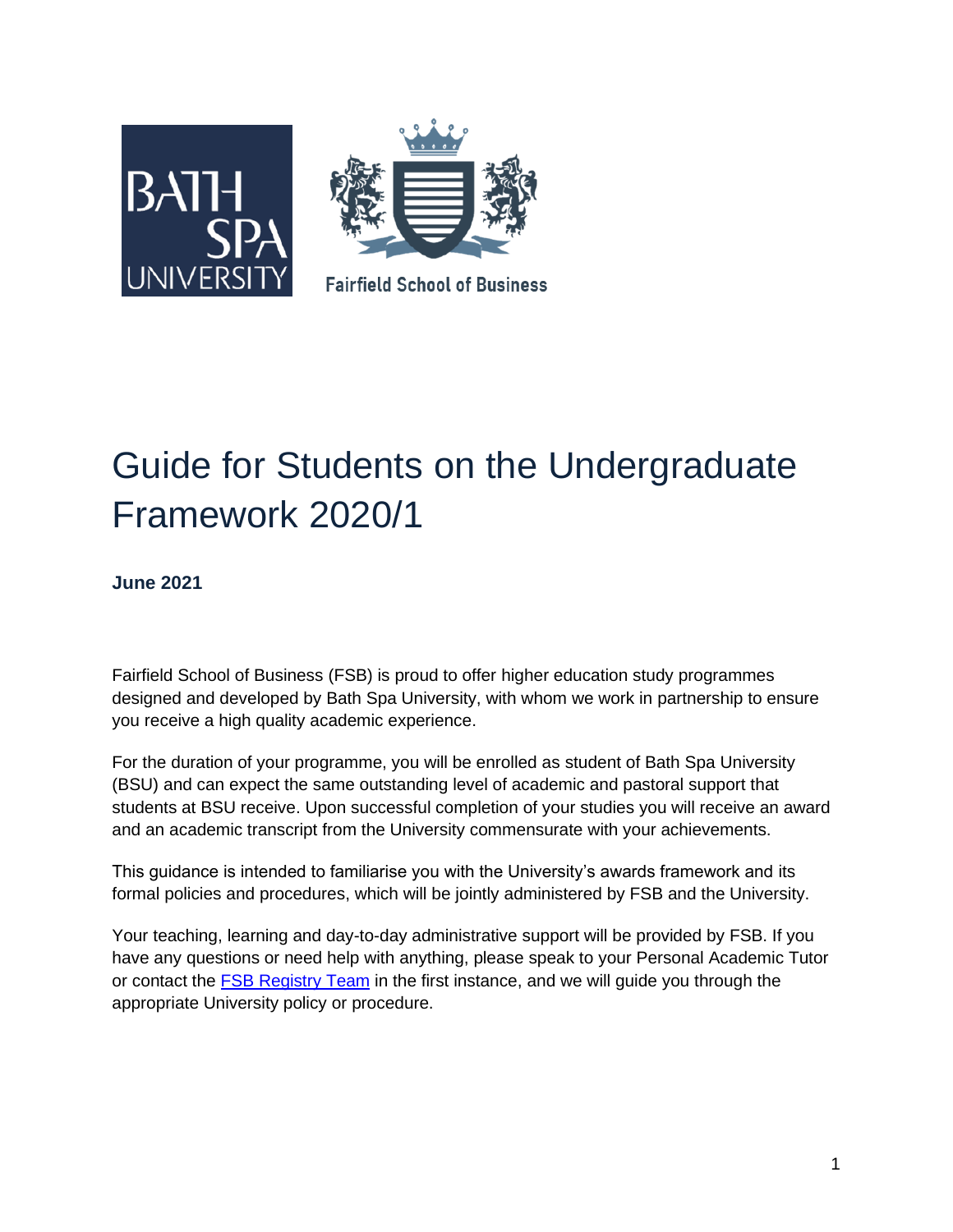# Guide for Students on the Undergraduate Framework 2020/1

**June 2021**

Fairfield School of Business (FSB) is proud to offer higher education study programmes designed and developed by Bath Spa University, with whom we work in partnership to ensure you receive a high quality academic experience.

For the duration of your programme, you will be enrolled as student of Bath Spa University (BSU) and can expect the same outstanding level of academic and pastoral support that students at BSU receive. Upon successful completion of your studies you will receive an award and an academic transcript from the University commensurate with your achievements.

This guidance is intended to familiarise you with the University's awards framework and its formal policies and procedures, which will be jointly administered by FSB and the University.

Your teaching, learning and day-to-day administrative support will be provided by FSB. If you have any questions or need help with anything, please speak to your Personal Academic Tutor or contact the FSB Registry Team in the first instance, and we will guide you through the appropriate University policy or procedure.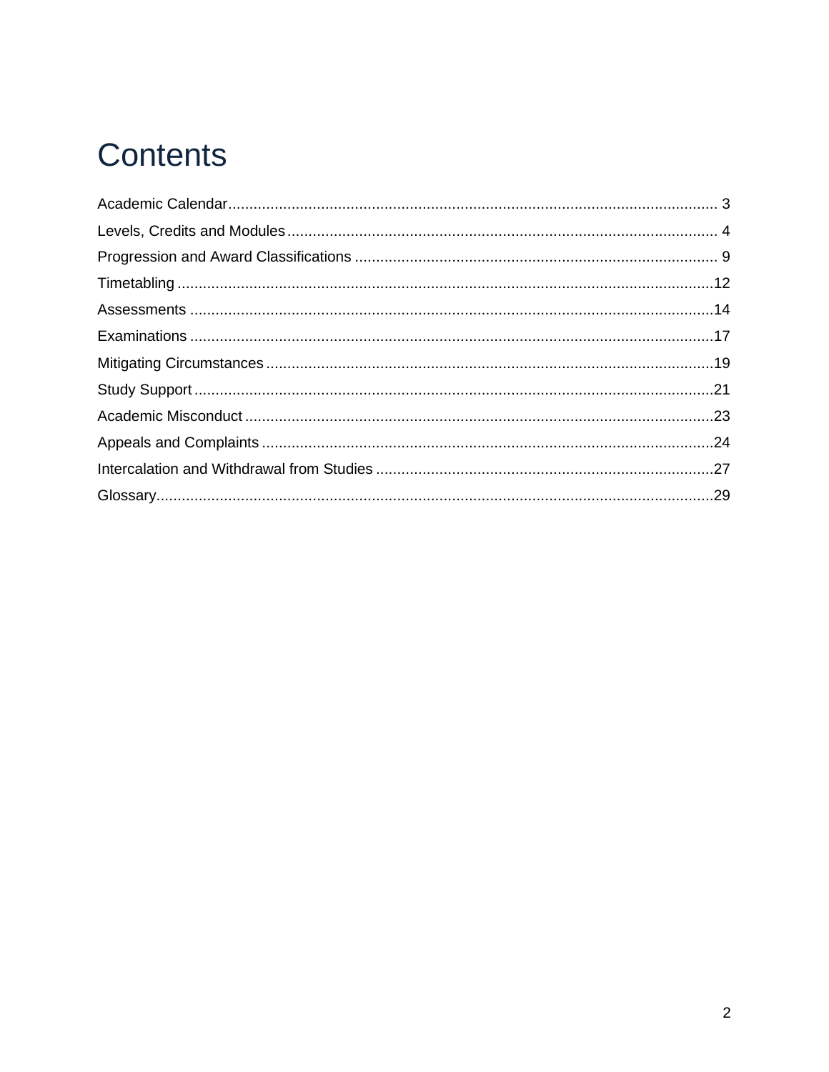# Contents

Academic Calendar ............................................................ 3
Levels, Credits and Modules ............................................................ 4
Progression and Award Classifications ............................................................ 9
Timetabling ............................................................ 12
Assessments ............................................................ 14
Examinations ............................................................ 17
Mitigating Circumstances ............................................................ 19
Study Support ............................................................ 21
Academic Misconduct ............................................................ 23
Appeals and Complaints ............................................................ 24
Intercalation and Withdrawal from Studies ............................................................ 27
Glossary ............................................................ 29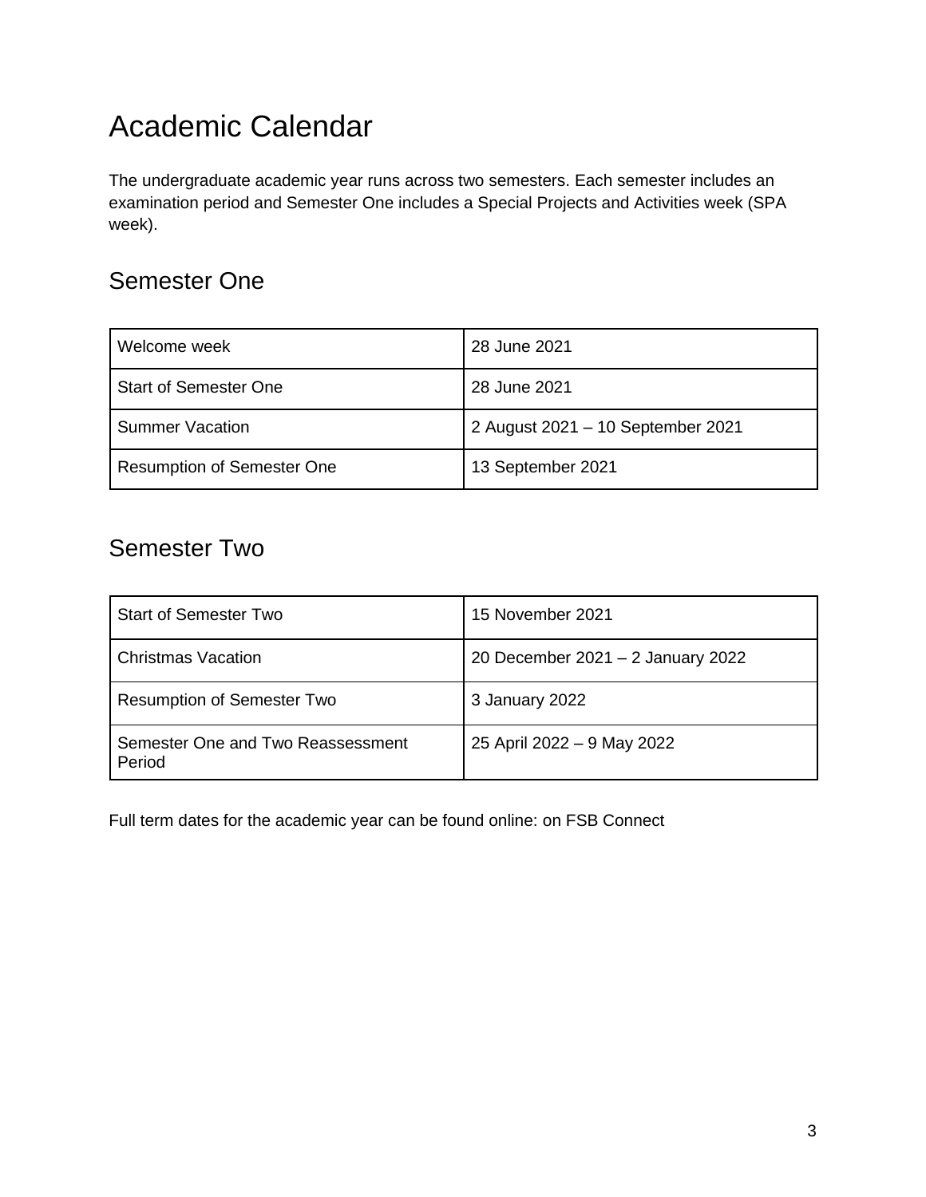# Academic Calendar

The undergraduate academic year runs across two semesters. Each semester includes an examination period and Semester One includes a Special Projects and Activities week (SPA week).

## Semester One

| Welcome week | 28 June 2021 |
|---|---|
| Start of Semester One | 28 June 2021 |
| Summer Vacation | 2 August 2021 – 10 September 2021 |
| Resumption of Semester One | 13 September 2021 |

## Semester Two

| Start of Semester Two | 15 November 2021 |
|---|---|
| Christmas Vacation | 20 December 2021 – 2 January 2022 |
| Resumption of Semester Two | 3 January 2022 |
| Semester One and Two Reassessment Period | 25 April 2022 – 9 May 2022 |

Full term dates for the academic year can be found online: on FSB Connect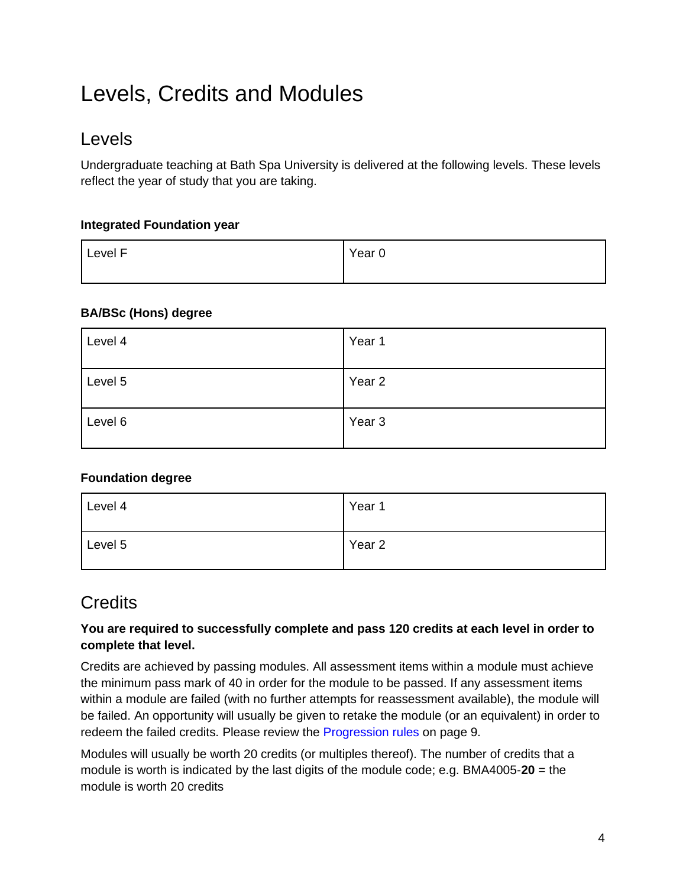# Levels, Credits and Modules

## Levels

Undergraduate teaching at Bath Spa University is delivered at the following levels. These levels reflect the year of study that you are taking.

**Integrated Foundation year**

| | |
|---|---|
| Level F | Year 0 |

**BA/BSc (Hons) degree**

| | |
|---|---|
| Level 4 | Year 1 |
| Level 5 | Year 2 |
| Level 6 | Year 3 |

**Foundation degree**

| | |
|---|---|
| Level 4 | Year 1 |
| Level 5 | Year 2 |

## Credits

**You are required to successfully complete and pass 120 credits at each level in order to complete that level.**

Credits are achieved by passing modules. All assessment items within a module must achieve the minimum pass mark of 40 in order for the module to be passed. If any assessment items within a module are failed (with no further attempts for reassessment available), the module will be failed. An opportunity will usually be given to retake the module (or an equivalent) in order to redeem the failed credits. Please review the Progression rules on page 9.

Modules will usually be worth 20 credits (or multiples thereof). The number of credits that a module is worth is indicated by the last digits of the module code; e.g. BMA4005-**20** = the module is worth 20 credits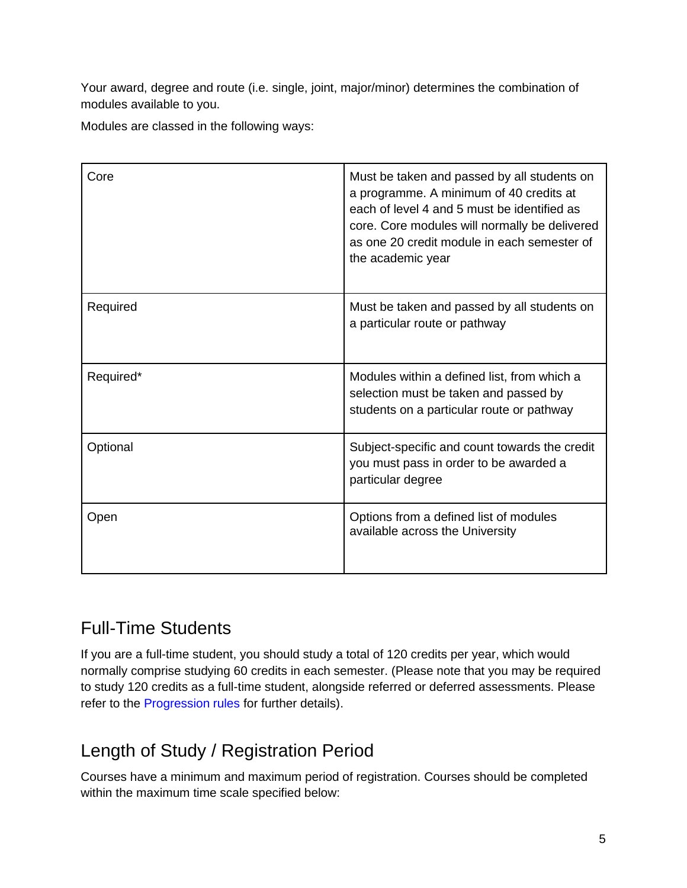Your award, degree and route (i.e. single, joint, major/minor) determines the combination of modules available to you.

Modules are classed in the following ways:

| | |
|---|---|
| Core | Must be taken and passed by all students on a programme. A minimum of 40 credits at each of level 4 and 5 must be identified as core. Core modules will normally be delivered as one 20 credit module in each semester of the academic year |
| Required | Must be taken and passed by all students on a particular route or pathway |
| Required* | Modules within a defined list, from which a selection must be taken and passed by students on a particular route or pathway |
| Optional | Subject-specific and count towards the credit you must pass in order to be awarded a particular degree |
| Open | Options from a defined list of modules available across the University |

## Full-Time Students

If you are a full-time student, you should study a total of 120 credits per year, which would normally comprise studying 60 credits in each semester. (Please note that you may be required to study 120 credits as a full-time student, alongside referred or deferred assessments. Please refer to the Progression rules for further details).

## Length of Study / Registration Period

Courses have a minimum and maximum period of registration. Courses should be completed within the maximum time scale specified below: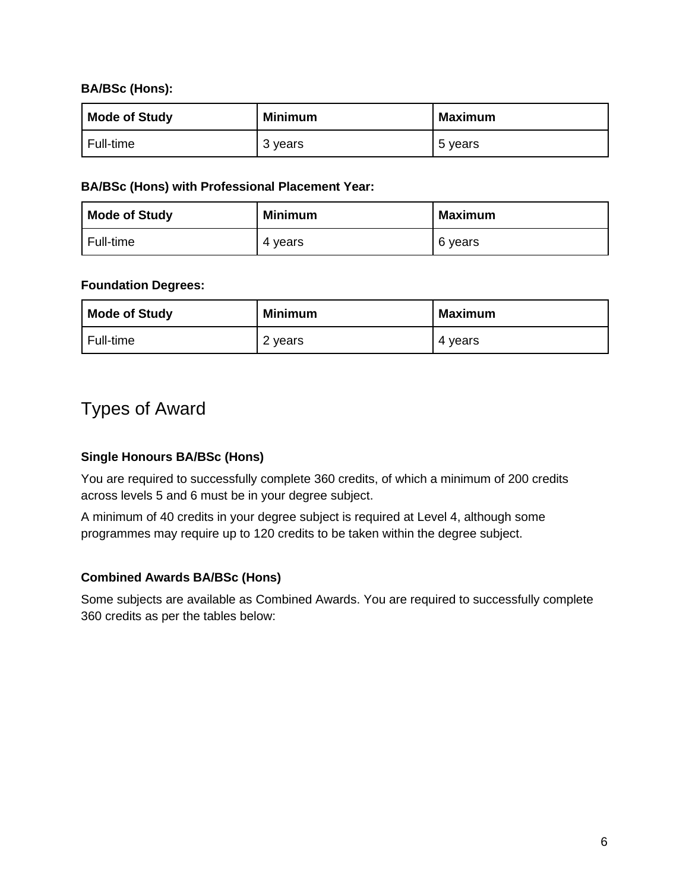**BA/BSc (Hons):**

| Mode of Study | Minimum | Maximum |
|---|---|---|
| Full-time | 3 years | 5 years |

**BA/BSc (Hons) with Professional Placement Year:**

| Mode of Study | Minimum | Maximum |
|---|---|---|
| Full-time | 4 years | 6 years |

**Foundation Degrees:**

| Mode of Study | Minimum | Maximum |
|---|---|---|
| Full-time | 2 years | 4 years |

## Types of Award

**Single Honours BA/BSc (Hons)**

You are required to successfully complete 360 credits, of which a minimum of 200 credits across levels 5 and 6 must be in your degree subject.

A minimum of 40 credits in your degree subject is required at Level 4, although some programmes may require up to 120 credits to be taken within the degree subject.

**Combined Awards BA/BSc (Hons)**

Some subjects are available as Combined Awards. You are required to successfully complete 360 credits as per the tables below: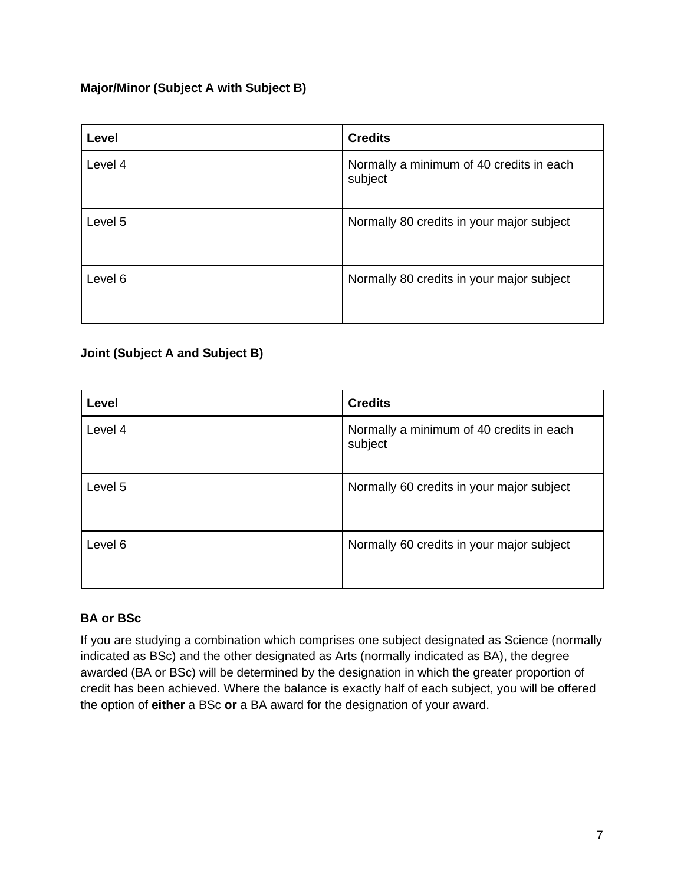**Major/Minor (Subject A with Subject B)**

| Level | Credits |
| --- | --- |
| Level 4 | Normally a minimum of 40 credits in each subject |
| Level 5 | Normally 80 credits in your major subject |
| Level 6 | Normally 80 credits in your major subject |

**Joint (Subject A and Subject B)**

| Level | Credits |
| --- | --- |
| Level 4 | Normally a minimum of 40 credits in each subject |
| Level 5 | Normally 60 credits in your major subject |
| Level 6 | Normally 60 credits in your major subject |

**BA or BSc**

If you are studying a combination which comprises one subject designated as Science (normally indicated as BSc) and the other designated as Arts (normally indicated as BA), the degree awarded (BA or BSc) will be determined by the designation in which the greater proportion of credit has been achieved. Where the balance is exactly half of each subject, you will be offered the option of **either** a BSc **or** a BA award for the designation of your award.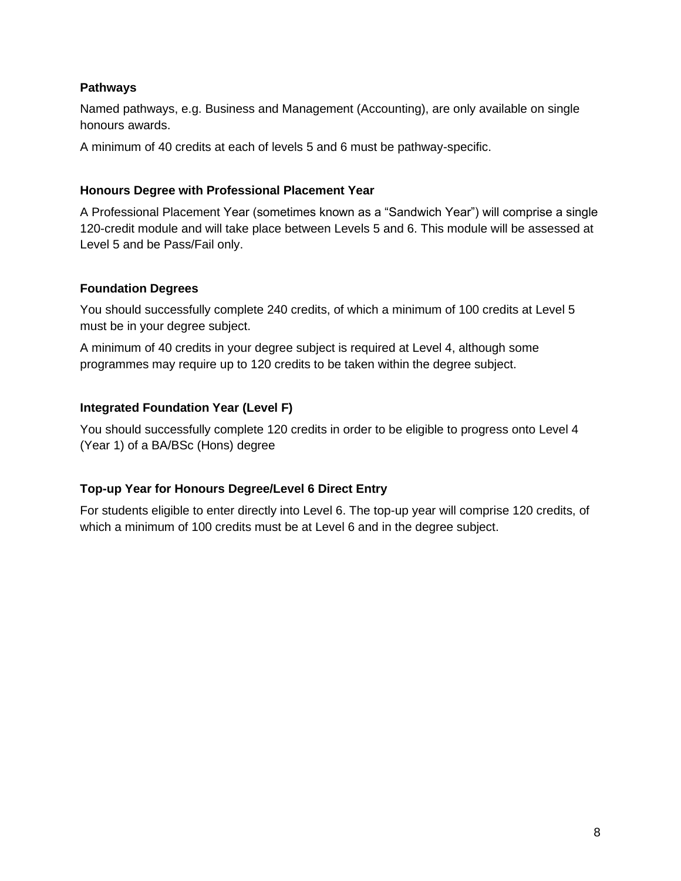### Pathways

Named pathways, e.g. Business and Management (Accounting), are only available on single honours awards.

A minimum of 40 credits at each of levels 5 and 6 must be pathway-specific.

### Honours Degree with Professional Placement Year

A Professional Placement Year (sometimes known as a "Sandwich Year") will comprise a single 120-credit module and will take place between Levels 5 and 6. This module will be assessed at Level 5 and be Pass/Fail only.

### Foundation Degrees

You should successfully complete 240 credits, of which a minimum of 100 credits at Level 5 must be in your degree subject.

A minimum of 40 credits in your degree subject is required at Level 4, although some programmes may require up to 120 credits to be taken within the degree subject.

### Integrated Foundation Year (Level F)

You should successfully complete 120 credits in order to be eligible to progress onto Level 4 (Year 1) of a BA/BSc (Hons) degree

### Top-up Year for Honours Degree/Level 6 Direct Entry

For students eligible to enter directly into Level 6. The top-up year will comprise 120 credits, of which a minimum of 100 credits must be at Level 6 and in the degree subject.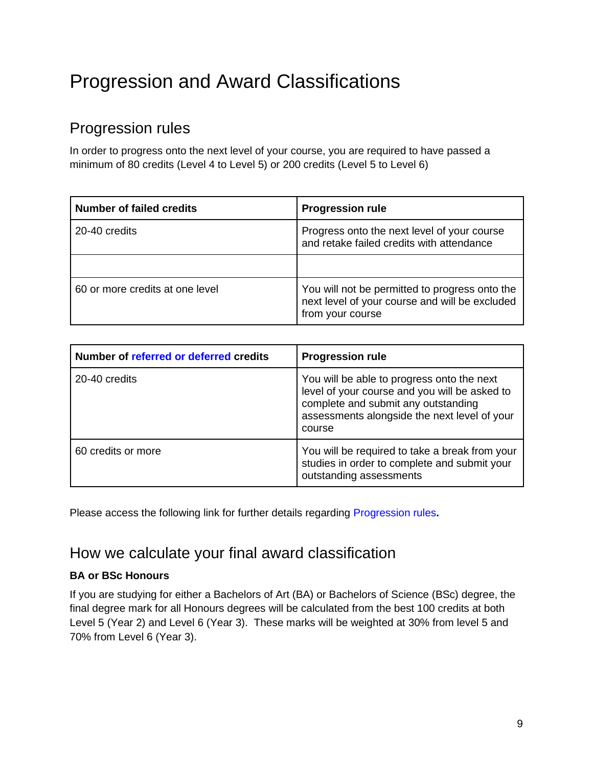# Progression and Award Classifications

## Progression rules

In order to progress onto the next level of your course, you are required to have passed a minimum of 80 credits (Level 4 to Level 5) or 200 credits (Level 5 to Level 6)

| Number of failed credits | Progression rule |
|---|---|
| 20-40 credits | Progress onto the next level of your course and retake failed credits with attendance |
| | |
| 60 or more credits at one level | You will not be permitted to progress onto the next level of your course and will be excluded from your course |

| Number of referred or deferred credits | Progression rule |
|---|---|
| 20-40 credits | You will be able to progress onto the next level of your course and you will be asked to complete and submit any outstanding assessments alongside the next level of your course |
| 60 credits or more | You will be required to take a break from your studies in order to complete and submit your outstanding assessments |

Please access the following link for further details regarding Progression rules**.**

## How we calculate your final award classification

**BA or BSc Honours**

If you are studying for either a Bachelors of Art (BA) or Bachelors of Science (BSc) degree, the final degree mark for all Honours degrees will be calculated from the best 100 credits at both Level 5 (Year 2) and Level 6 (Year 3). These marks will be weighted at 30% from level 5 and 70% from Level 6 (Year 3).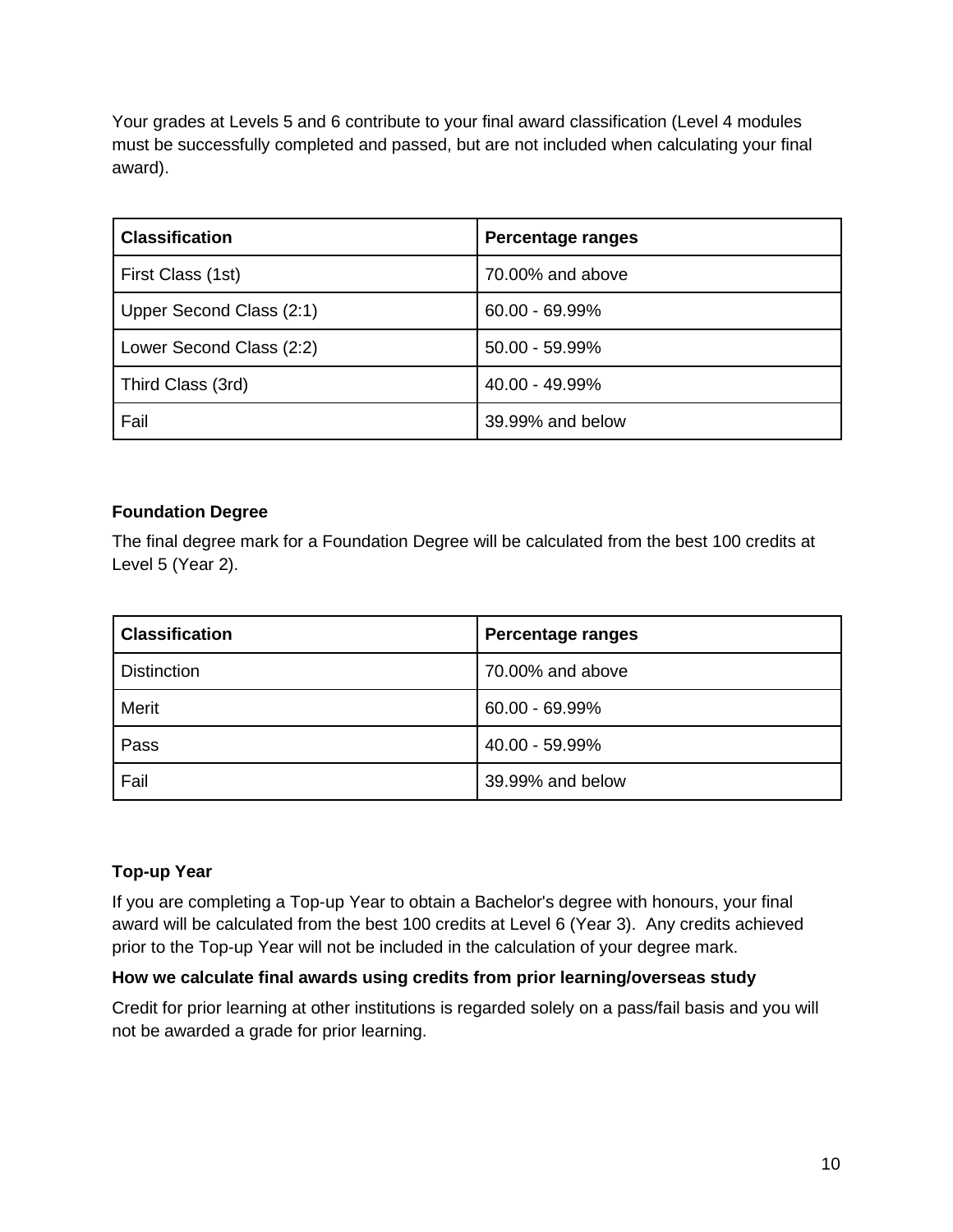Your grades at Levels 5 and 6 contribute to your final award classification (Level 4 modules must be successfully completed and passed, but are not included when calculating your final award).

| Classification | Percentage ranges |
| --- | --- |
| First Class (1st) | 70.00% and above |
| Upper Second Class (2:1) | 60.00 - 69.99% |
| Lower Second Class (2:2) | 50.00 - 59.99% |
| Third Class (3rd) | 40.00 - 49.99% |
| Fail | 39.99% and below |

**Foundation Degree**

The final degree mark for a Foundation Degree will be calculated from the best 100 credits at Level 5 (Year 2).

| Classification | Percentage ranges |
| --- | --- |
| Distinction | 70.00% and above |
| Merit | 60.00 - 69.99% |
| Pass | 40.00 - 59.99% |
| Fail | 39.99% and below |

**Top-up Year**

If you are completing a Top-up Year to obtain a Bachelor's degree with honours, your final award will be calculated from the best 100 credits at Level 6 (Year 3). Any credits achieved prior to the Top-up Year will not be included in the calculation of your degree mark.

**How we calculate final awards using credits from prior learning/overseas study**

Credit for prior learning at other institutions is regarded solely on a pass/fail basis and you will not be awarded a grade for prior learning.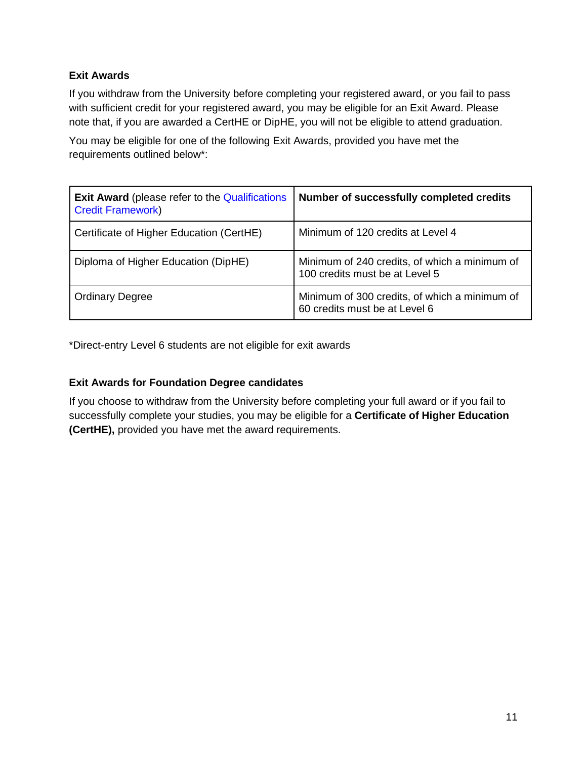### Exit Awards

If you withdraw from the University before completing your registered award, or you fail to pass with sufficient credit for your registered award, you may be eligible for an Exit Award. Please note that, if you are awarded a CertHE or DipHE, you will not be eligible to attend graduation.

You may be eligible for one of the following Exit Awards, provided you have met the requirements outlined below*:

| **Exit Award** (please refer to the Qualifications Credit Framework) | **Number of successfully completed credits** |
|---|---|
| Certificate of Higher Education (CertHE) | Minimum of 120 credits at Level 4 |
| Diploma of Higher Education (DipHE) | Minimum of 240 credits, of which a minimum of 100 credits must be at Level 5 |
| Ordinary Degree | Minimum of 300 credits, of which a minimum of 60 credits must be at Level 6 |

*Direct-entry Level 6 students are not eligible for exit awards

### Exit Awards for Foundation Degree candidates

If you choose to withdraw from the University before completing your full award or if you fail to successfully complete your studies, you may be eligible for a **Certificate of Higher Education (CertHE),** provided you have met the award requirements.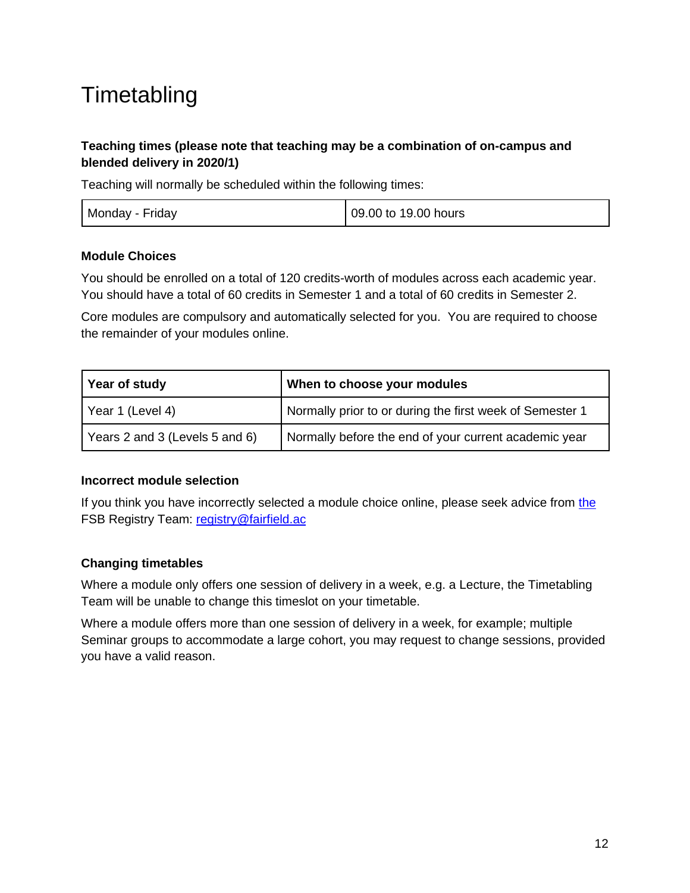# Timetabling

**Teaching times (please note that teaching may be a combination of on-campus and blended delivery in 2020/1)**

Teaching will normally be scheduled within the following times:

| Monday - Friday | 09.00 to 19.00 hours |
|---|---|

**Module Choices**

You should be enrolled on a total of 120 credits-worth of modules across each academic year. You should have a total of 60 credits in Semester 1 and a total of 60 credits in Semester 2.

Core modules are compulsory and automatically selected for you. You are required to choose the remainder of your modules online.

| Year of study | When to choose your modules |
|---|---|
| Year 1 (Level 4) | Normally prior to or during the first week of Semester 1 |
| Years 2 and 3 (Levels 5 and 6) | Normally before the end of your current academic year |

**Incorrect module selection**

If you think you have incorrectly selected a module choice online, please seek advice from the FSB Registry Team: registry@fairfield.ac

**Changing timetables**

Where a module only offers one session of delivery in a week, e.g. a Lecture, the Timetabling Team will be unable to change this timeslot on your timetable.

Where a module offers more than one session of delivery in a week, for example; multiple Seminar groups to accommodate a large cohort, you may request to change sessions, provided you have a valid reason.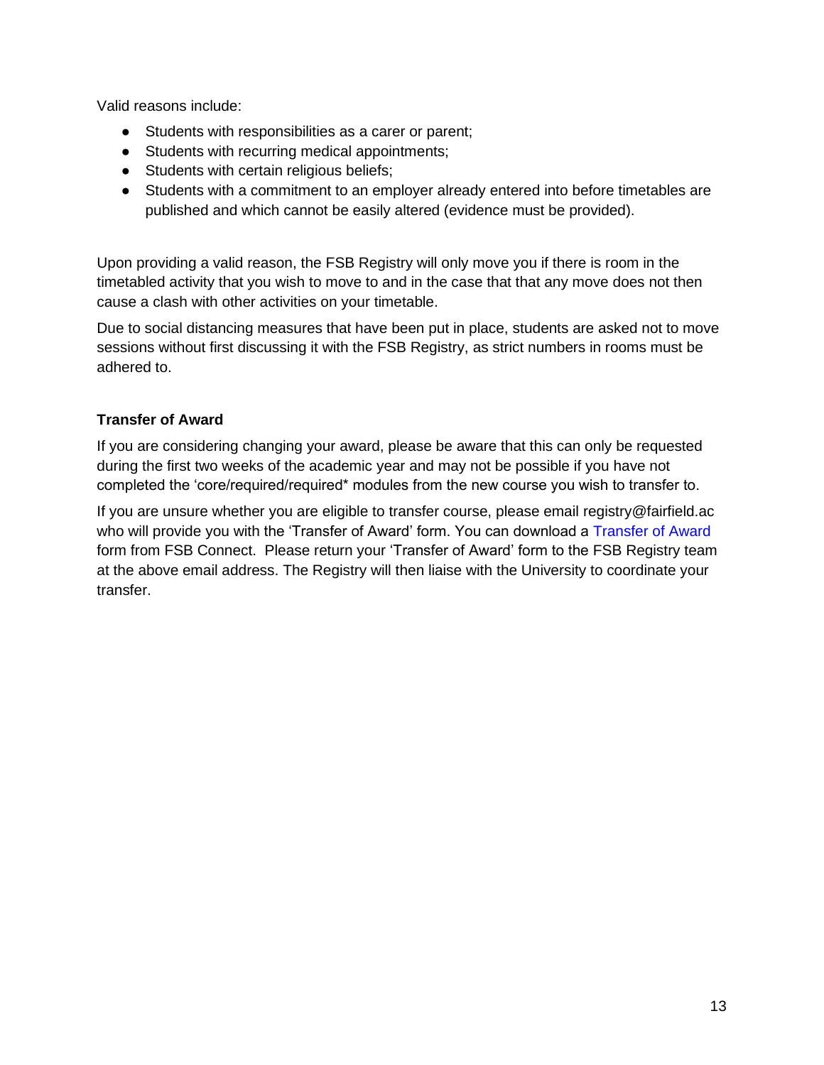Valid reasons include:

- Students with responsibilities as a carer or parent;
- Students with recurring medical appointments;
- Students with certain religious beliefs;
- Students with a commitment to an employer already entered into before timetables are published and which cannot be easily altered (evidence must be provided).

Upon providing a valid reason, the FSB Registry will only move you if there is room in the timetabled activity that you wish to move to and in the case that that any move does not then cause a clash with other activities on your timetable.

Due to social distancing measures that have been put in place, students are asked not to move sessions without first discussing it with the FSB Registry, as strict numbers in rooms must be adhered to.

**Transfer of Award**

If you are considering changing your award, please be aware that this can only be requested during the first two weeks of the academic year and may not be possible if you have not completed the 'core/required/required* modules from the new course you wish to transfer to.

If you are unsure whether you are eligible to transfer course, please email registry@fairfield.ac who will provide you with the 'Transfer of Award' form. You can download a Transfer of Award form from FSB Connect. Please return your 'Transfer of Award' form to the FSB Registry team at the above email address. The Registry will then liaise with the University to coordinate your transfer.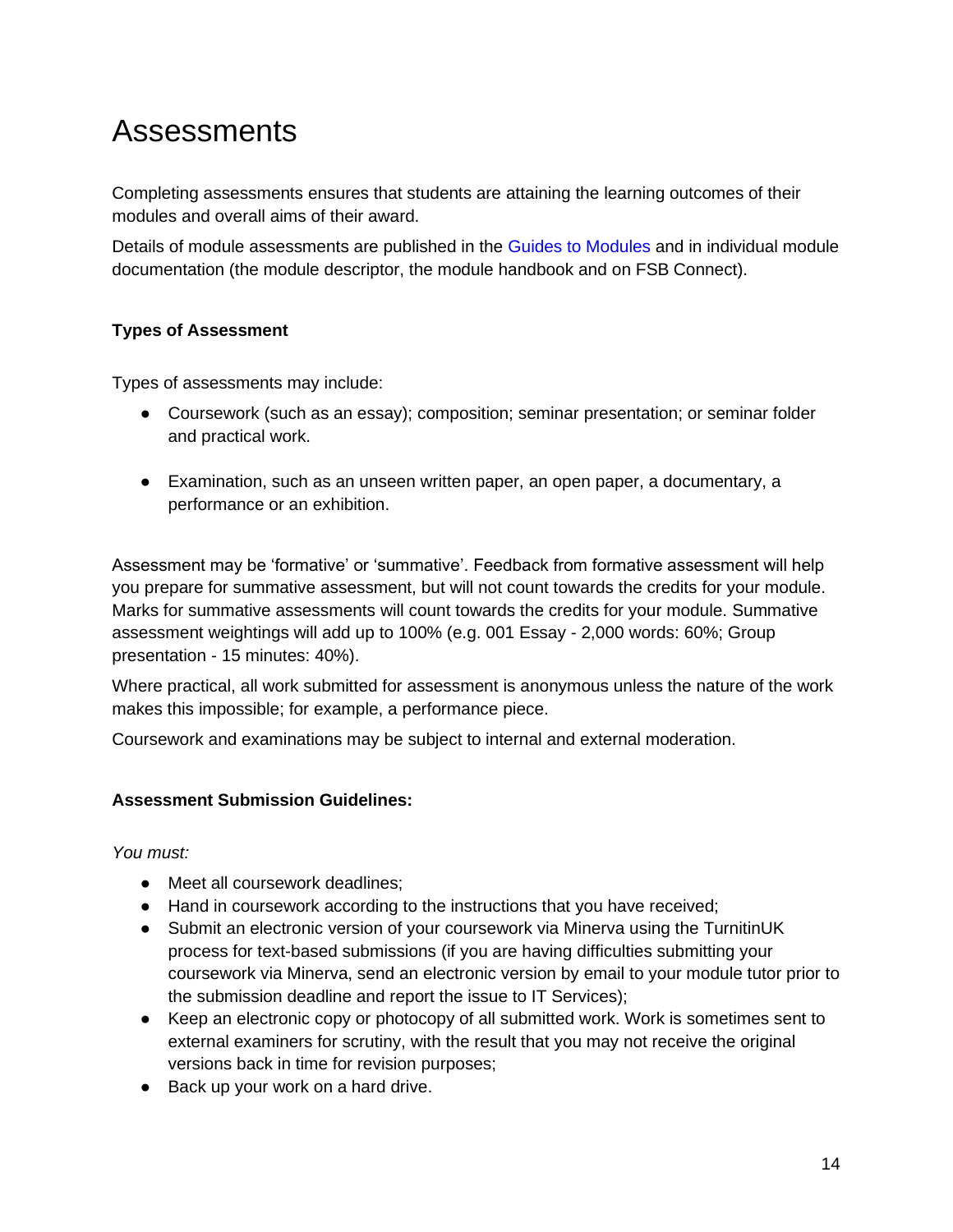# Assessments

Completing assessments ensures that students are attaining the learning outcomes of their modules and overall aims of their award.

Details of module assessments are published in the Guides to Modules and in individual module documentation (the module descriptor, the module handbook and on FSB Connect).

### Types of Assessment

Types of assessments may include:

- Coursework (such as an essay); composition; seminar presentation; or seminar folder and practical work.

- Examination, such as an unseen written paper, an open paper, a documentary, a performance or an exhibition.

Assessment may be 'formative' or 'summative'. Feedback from formative assessment will help you prepare for summative assessment, but will not count towards the credits for your module. Marks for summative assessments will count towards the credits for your module. Summative assessment weightings will add up to 100% (e.g. 001 Essay - 2,000 words: 60%; Group presentation - 15 minutes: 40%).

Where practical, all work submitted for assessment is anonymous unless the nature of the work makes this impossible; for example, a performance piece.

Coursework and examinations may be subject to internal and external moderation.

### Assessment Submission Guidelines:

*You must:*

- Meet all coursework deadlines;
- Hand in coursework according to the instructions that you have received;
- Submit an electronic version of your coursework via Minerva using the TurnitinUK process for text-based submissions (if you are having difficulties submitting your coursework via Minerva, send an electronic version by email to your module tutor prior to the submission deadline and report the issue to IT Services);
- Keep an electronic copy or photocopy of all submitted work. Work is sometimes sent to external examiners for scrutiny, with the result that you may not receive the original versions back in time for revision purposes;
- Back up your work on a hard drive.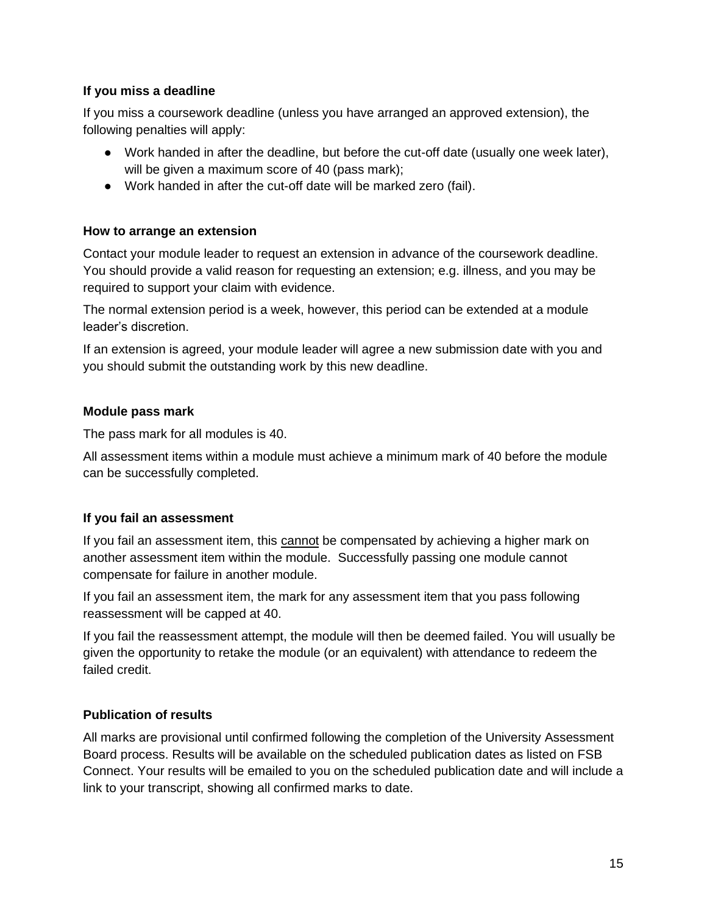### If you miss a deadline

If you miss a coursework deadline (unless you have arranged an approved extension), the following penalties will apply:

- Work handed in after the deadline, but before the cut-off date (usually one week later), will be given a maximum score of 40 (pass mark);
- Work handed in after the cut-off date will be marked zero (fail).

### How to arrange an extension

Contact your module leader to request an extension in advance of the coursework deadline. You should provide a valid reason for requesting an extension; e.g. illness, and you may be required to support your claim with evidence.

The normal extension period is a week, however, this period can be extended at a module leader's discretion.

If an extension is agreed, your module leader will agree a new submission date with you and you should submit the outstanding work by this new deadline.

### Module pass mark

The pass mark for all modules is 40.

All assessment items within a module must achieve a minimum mark of 40 before the module can be successfully completed.

### If you fail an assessment

If you fail an assessment item, this <u>cannot</u> be compensated by achieving a higher mark on another assessment item within the module. Successfully passing one module cannot compensate for failure in another module.

If you fail an assessment item, the mark for any assessment item that you pass following reassessment will be capped at 40.

If you fail the reassessment attempt, the module will then be deemed failed. You will usually be given the opportunity to retake the module (or an equivalent) with attendance to redeem the failed credit.

### Publication of results

All marks are provisional until confirmed following the completion of the University Assessment Board process. Results will be available on the scheduled publication dates as listed on FSB Connect. Your results will be emailed to you on the scheduled publication date and will include a link to your transcript, showing all confirmed marks to date.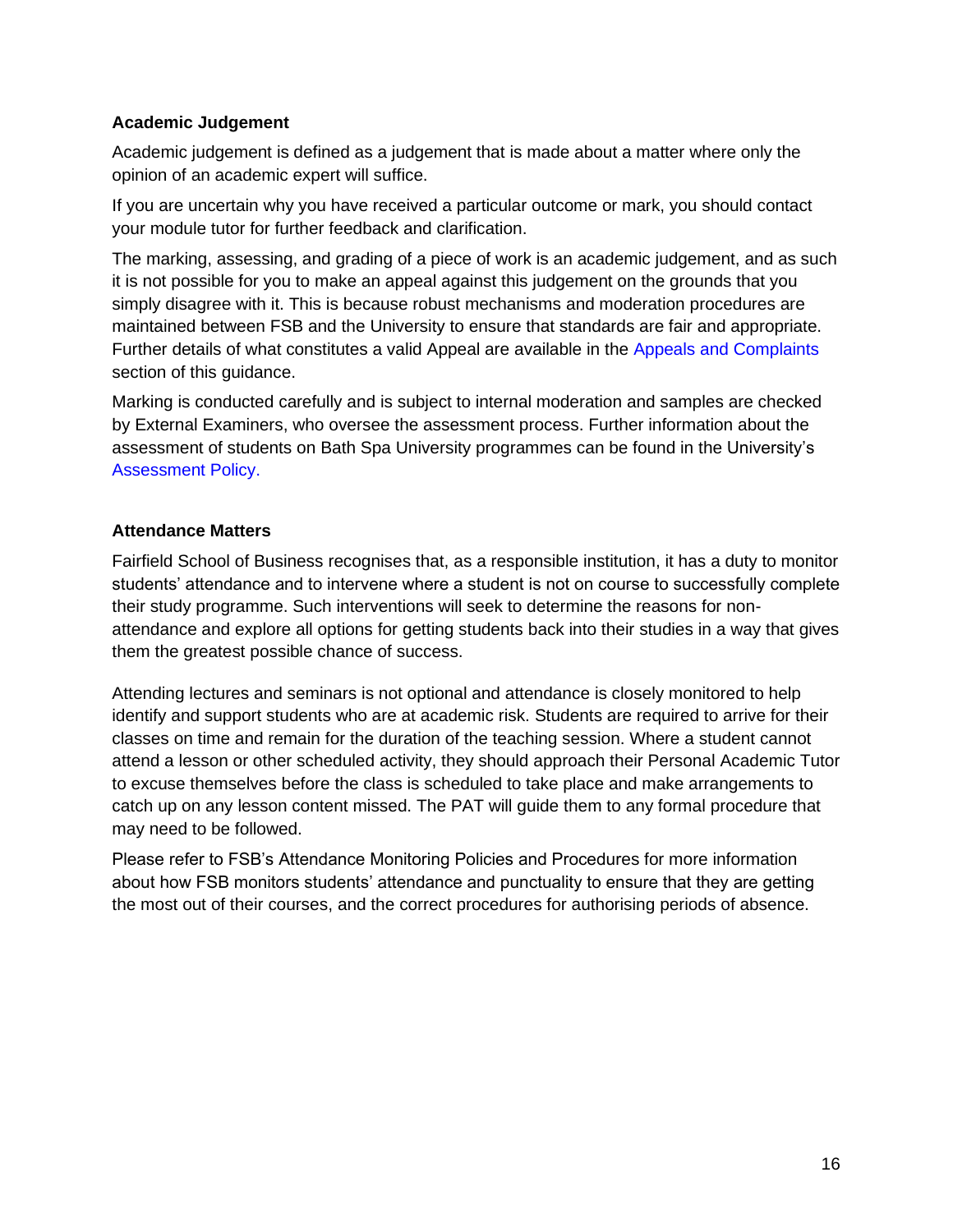**Academic Judgement**

Academic judgement is defined as a judgement that is made about a matter where only the opinion of an academic expert will suffice.

If you are uncertain why you have received a particular outcome or mark, you should contact your module tutor for further feedback and clarification.

The marking, assessing, and grading of a piece of work is an academic judgement, and as such it is not possible for you to make an appeal against this judgement on the grounds that you simply disagree with it. This is because robust mechanisms and moderation procedures are maintained between FSB and the University to ensure that standards are fair and appropriate. Further details of what constitutes a valid Appeal are available in the Appeals and Complaints section of this guidance.

Marking is conducted carefully and is subject to internal moderation and samples are checked by External Examiners, who oversee the assessment process. Further information about the assessment of students on Bath Spa University programmes can be found in the University's Assessment Policy.

**Attendance Matters**

Fairfield School of Business recognises that, as a responsible institution, it has a duty to monitor students' attendance and to intervene where a student is not on course to successfully complete their study programme. Such interventions will seek to determine the reasons for non-attendance and explore all options for getting students back into their studies in a way that gives them the greatest possible chance of success.

Attending lectures and seminars is not optional and attendance is closely monitored to help identify and support students who are at academic risk. Students are required to arrive for their classes on time and remain for the duration of the teaching session. Where a student cannot attend a lesson or other scheduled activity, they should approach their Personal Academic Tutor to excuse themselves before the class is scheduled to take place and make arrangements to catch up on any lesson content missed. The PAT will guide them to any formal procedure that may need to be followed.

Please refer to FSB's Attendance Monitoring Policies and Procedures for more information about how FSB monitors students' attendance and punctuality to ensure that they are getting the most out of their courses, and the correct procedures for authorising periods of absence.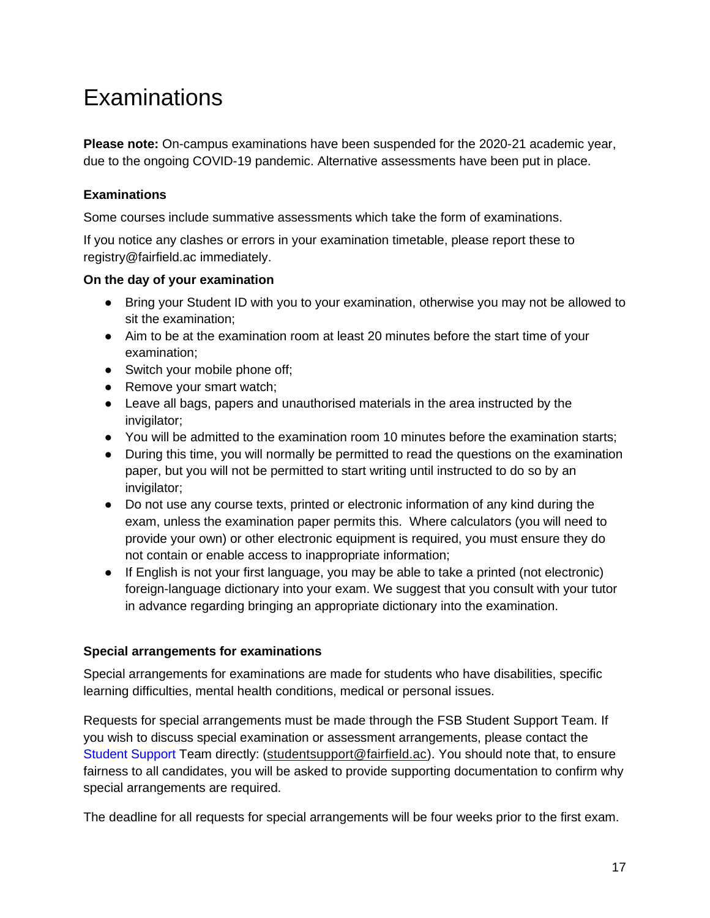# Examinations

**Please note:** On-campus examinations have been suspended for the 2020-21 academic year, due to the ongoing COVID-19 pandemic. Alternative assessments have been put in place.

### Examinations

Some courses include summative assessments which take the form of examinations.

If you notice any clashes or errors in your examination timetable, please report these to registry@fairfield.ac immediately.

### On the day of your examination

- Bring your Student ID with you to your examination, otherwise you may not be allowed to sit the examination;
- Aim to be at the examination room at least 20 minutes before the start time of your examination;
- Switch your mobile phone off;
- Remove your smart watch;
- Leave all bags, papers and unauthorised materials in the area instructed by the invigilator;
- You will be admitted to the examination room 10 minutes before the examination starts;
- During this time, you will normally be permitted to read the questions on the examination paper, but you will not be permitted to start writing until instructed to do so by an invigilator;
- Do not use any course texts, printed or electronic information of any kind during the exam, unless the examination paper permits this. Where calculators (you will need to provide your own) or other electronic equipment is required, you must ensure they do not contain or enable access to inappropriate information;
- If English is not your first language, you may be able to take a printed (not electronic) foreign-language dictionary into your exam. We suggest that you consult with your tutor in advance regarding bringing an appropriate dictionary into the examination.

### Special arrangements for examinations

Special arrangements for examinations are made for students who have disabilities, specific learning difficulties, mental health conditions, medical or personal issues.

Requests for special arrangements must be made through the FSB Student Support Team. If you wish to discuss special examination or assessment arrangements, please contact the Student Support Team directly: (studentsupport@fairfield.ac). You should note that, to ensure fairness to all candidates, you will be asked to provide supporting documentation to confirm why special arrangements are required.

The deadline for all requests for special arrangements will be four weeks prior to the first exam.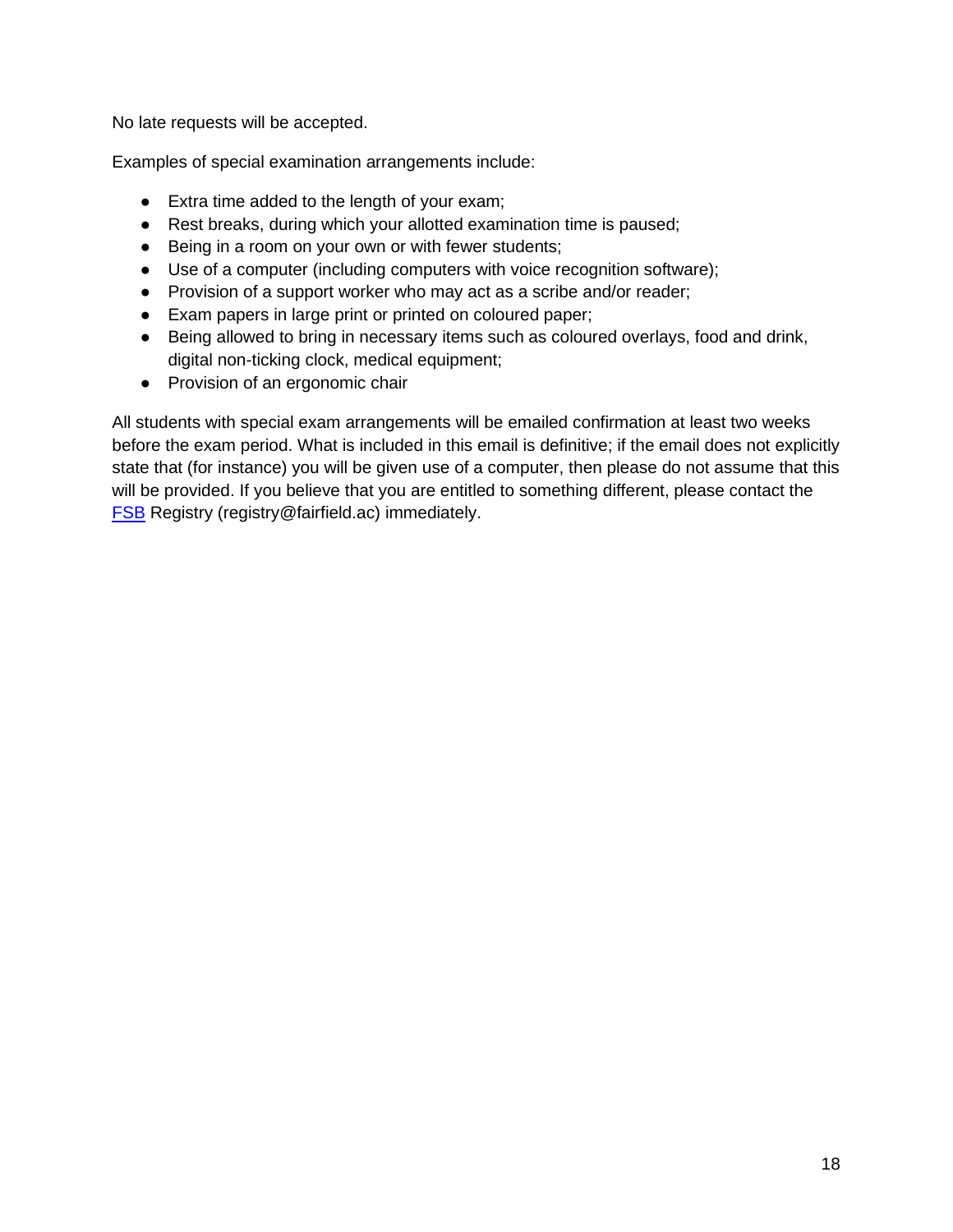No late requests will be accepted.

Examples of special examination arrangements include:

- Extra time added to the length of your exam;
- Rest breaks, during which your allotted examination time is paused;
- Being in a room on your own or with fewer students;
- Use of a computer (including computers with voice recognition software);
- Provision of a support worker who may act as a scribe and/or reader;
- Exam papers in large print or printed on coloured paper;
- Being allowed to bring in necessary items such as coloured overlays, food and drink, digital non-ticking clock, medical equipment;
- Provision of an ergonomic chair

All students with special exam arrangements will be emailed confirmation at least two weeks before the exam period. What is included in this email is definitive; if the email does not explicitly state that (for instance) you will be given use of a computer, then please do not assume that this will be provided. If you believe that you are entitled to something different, please contact the FSB Registry (registry@fairfield.ac) immediately.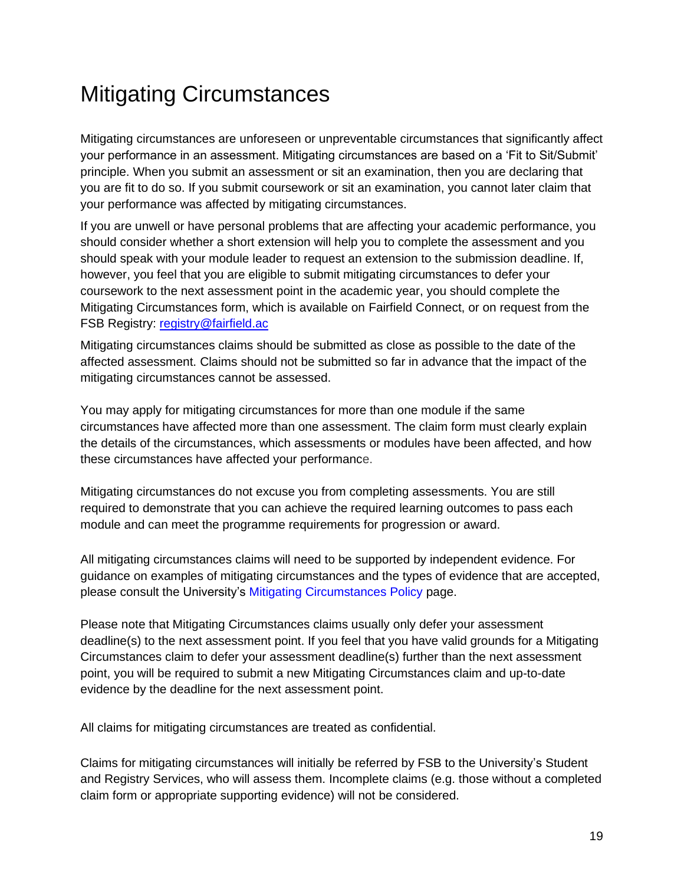# Mitigating Circumstances

Mitigating circumstances are unforeseen or unpreventable circumstances that significantly affect your performance in an assessment. Mitigating circumstances are based on a 'Fit to Sit/Submit' principle. When you submit an assessment or sit an examination, then you are declaring that you are fit to do so. If you submit coursework or sit an examination, you cannot later claim that your performance was affected by mitigating circumstances.

If you are unwell or have personal problems that are affecting your academic performance, you should consider whether a short extension will help you to complete the assessment and you should speak with your module leader to request an extension to the submission deadline. If, however, you feel that you are eligible to submit mitigating circumstances to defer your coursework to the next assessment point in the academic year, you should complete the Mitigating Circumstances form, which is available on Fairfield Connect, or on request from the FSB Registry: [registry@fairfield.ac](mailto:registry@fairfield.ac)

Mitigating circumstances claims should be submitted as close as possible to the date of the affected assessment. Claims should not be submitted so far in advance that the impact of the mitigating circumstances cannot be assessed.

You may apply for mitigating circumstances for more than one module if the same circumstances have affected more than one assessment. The claim form must clearly explain the details of the circumstances, which assessments or modules have been affected, and how these circumstances have affected your performance.

Mitigating circumstances do not excuse you from completing assessments. You are still required to demonstrate that you can achieve the required learning outcomes to pass each module and can meet the programme requirements for progression or award.

All mitigating circumstances claims will need to be supported by independent evidence. For guidance on examples of mitigating circumstances and the types of evidence that are accepted, please consult the University's Mitigating Circumstances Policy page.

Please note that Mitigating Circumstances claims usually only defer your assessment deadline(s) to the next assessment point. If you feel that you have valid grounds for a Mitigating Circumstances claim to defer your assessment deadline(s) further than the next assessment point, you will be required to submit a new Mitigating Circumstances claim and up-to-date evidence by the deadline for the next assessment point.

All claims for mitigating circumstances are treated as confidential.

Claims for mitigating circumstances will initially be referred by FSB to the University's Student and Registry Services, who will assess them. Incomplete claims (e.g. those without a completed claim form or appropriate supporting evidence) will not be considered.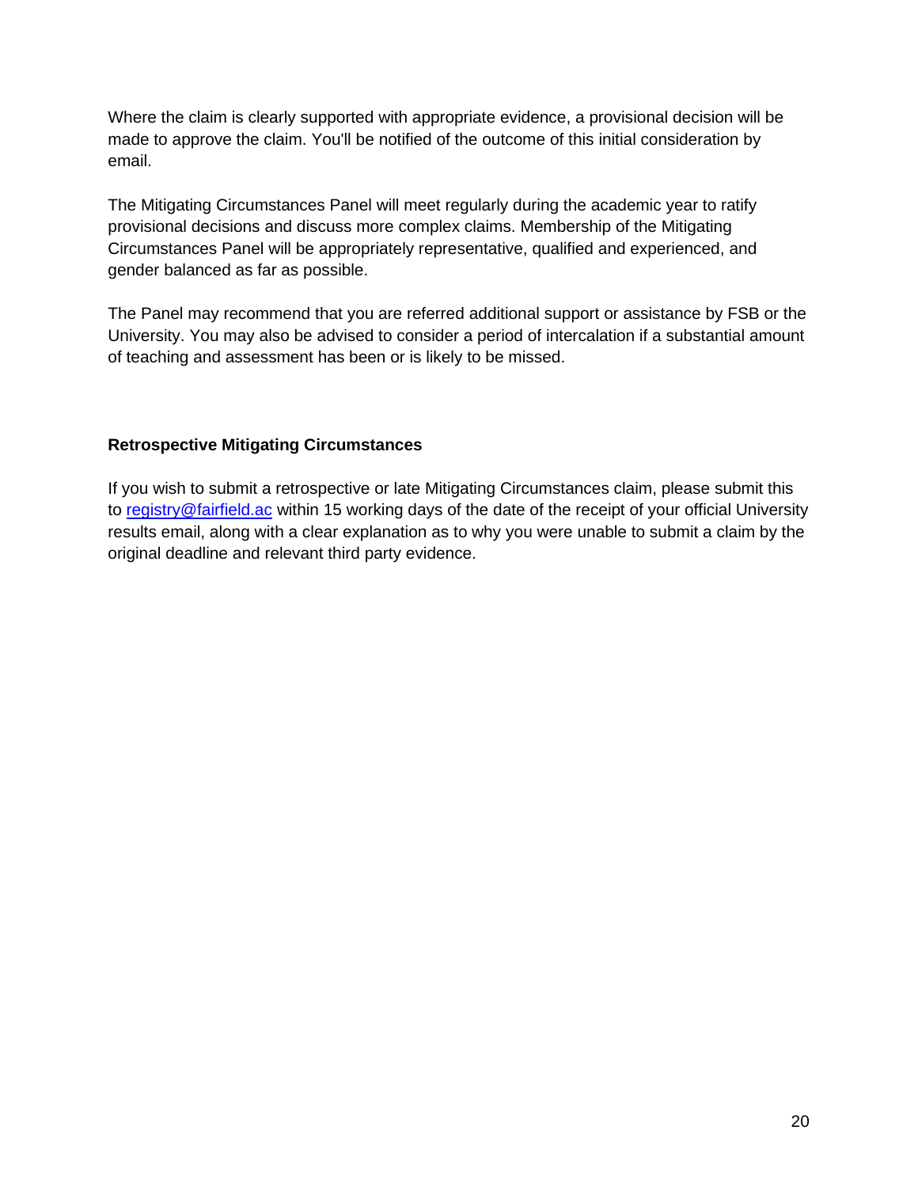Where the claim is clearly supported with appropriate evidence, a provisional decision will be made to approve the claim. You'll be notified of the outcome of this initial consideration by email.

The Mitigating Circumstances Panel will meet regularly during the academic year to ratify provisional decisions and discuss more complex claims. Membership of the Mitigating Circumstances Panel will be appropriately representative, qualified and experienced, and gender balanced as far as possible.

The Panel may recommend that you are referred additional support or assistance by FSB or the University. You may also be advised to consider a period of intercalation if a substantial amount of teaching and assessment has been or is likely to be missed.

**Retrospective Mitigating Circumstances**

If you wish to submit a retrospective or late Mitigating Circumstances claim, please submit this to [registry@fairfield.ac](mailto:registry@fairfield.ac) within 15 working days of the date of the receipt of your official University results email, along with a clear explanation as to why you were unable to submit a claim by the original deadline and relevant third party evidence.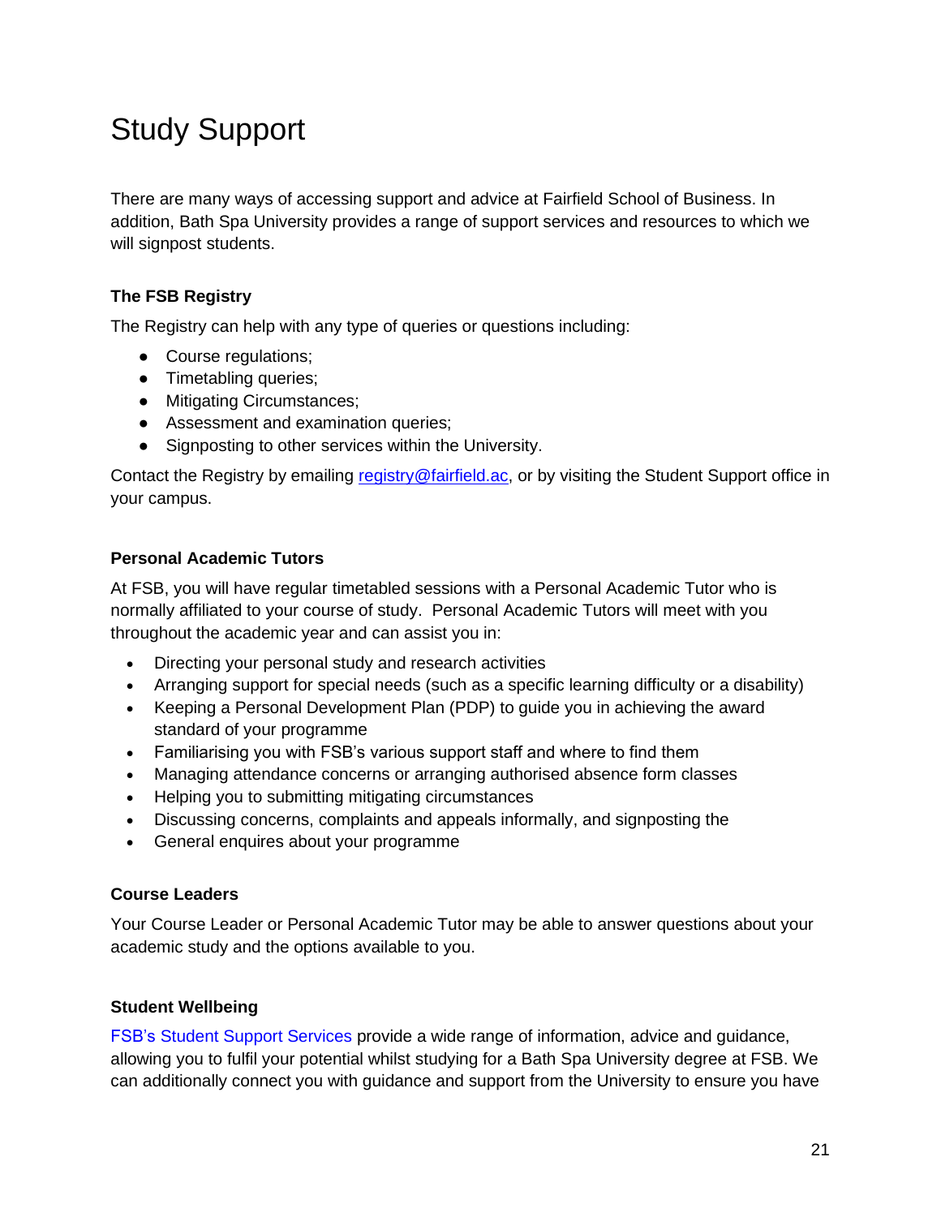# Study Support

There are many ways of accessing support and advice at Fairfield School of Business. In addition, Bath Spa University provides a range of support services and resources to which we will signpost students.

### The FSB Registry

The Registry can help with any type of queries or questions including:

- Course regulations;
- Timetabling queries;
- Mitigating Circumstances;
- Assessment and examination queries;
- Signposting to other services within the University.

Contact the Registry by emailing registry@fairfield.ac, or by visiting the Student Support office in your campus.

### Personal Academic Tutors

At FSB, you will have regular timetabled sessions with a Personal Academic Tutor who is normally affiliated to your course of study.  Personal Academic Tutors will meet with you throughout the academic year and can assist you in:

- Directing your personal study and research activities
- Arranging support for special needs (such as a specific learning difficulty or a disability)
- Keeping a Personal Development Plan (PDP) to guide you in achieving the award standard of your programme
- Familiarising you with FSB's various support staff and where to find them
- Managing attendance concerns or arranging authorised absence form classes
- Helping you to submitting mitigating circumstances
- Discussing concerns, complaints and appeals informally, and signposting the
- General enquires about your programme

### Course Leaders

Your Course Leader or Personal Academic Tutor may be able to answer questions about your academic study and the options available to you.

### Student Wellbeing

FSB's Student Support Services provide a wide range of information, advice and guidance, allowing you to fulfil your potential whilst studying for a Bath Spa University degree at FSB. We can additionally connect you with guidance and support from the University to ensure you have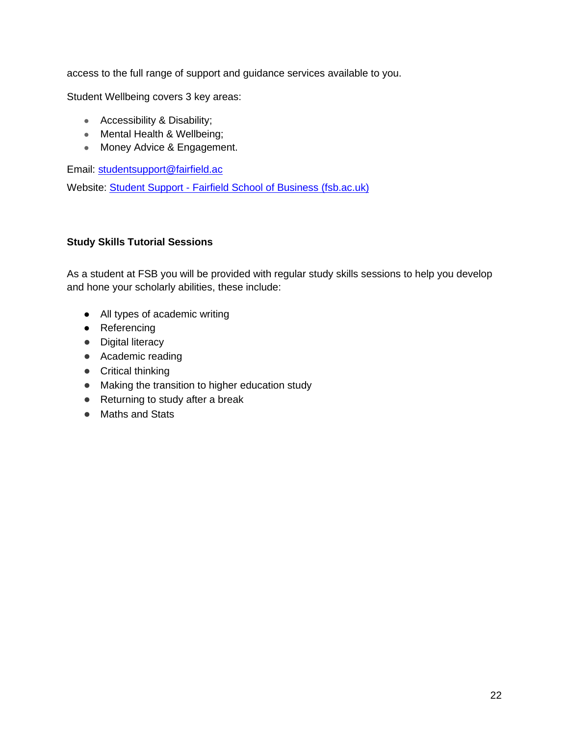access to the full range of support and guidance services available to you.

Student Wellbeing covers 3 key areas:

- Accessibility & Disability;
- Mental Health & Wellbeing;
- Money Advice & Engagement.

Email: [studentsupport@fairfield.ac](mailto:studentsupport@fairfield.ac)

Website: [Student Support - Fairfield School of Business (fsb.ac.uk)]()

**Study Skills Tutorial Sessions**

As a student at FSB you will be provided with regular study skills sessions to help you develop and hone your scholarly abilities, these include:

- All types of academic writing
- Referencing
- Digital literacy
- Academic reading
- Critical thinking
- Making the transition to higher education study
- Returning to study after a break
- Maths and Stats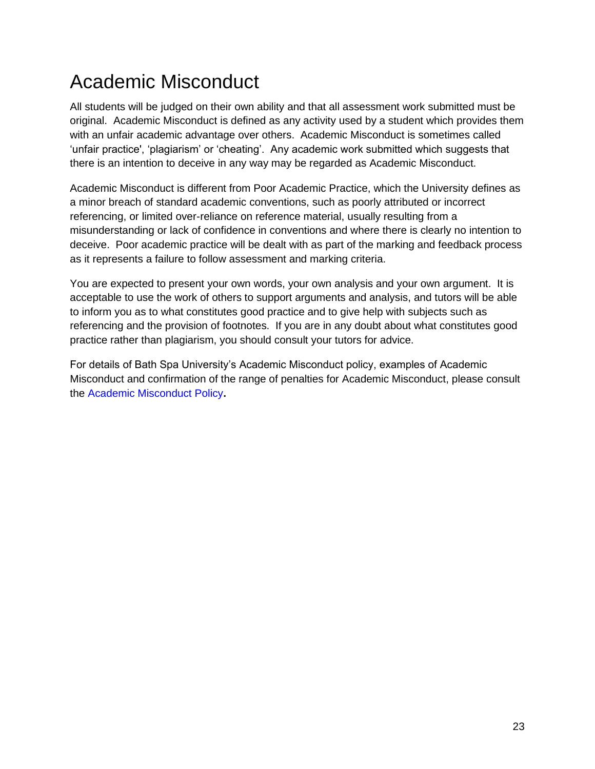# Academic Misconduct

All students will be judged on their own ability and that all assessment work submitted must be original. Academic Misconduct is defined as any activity used by a student which provides them with an unfair academic advantage over others. Academic Misconduct is sometimes called 'unfair practice', 'plagiarism' or 'cheating'. Any academic work submitted which suggests that there is an intention to deceive in any way may be regarded as Academic Misconduct.

Academic Misconduct is different from Poor Academic Practice, which the University defines as a minor breach of standard academic conventions, such as poorly attributed or incorrect referencing, or limited over-reliance on reference material, usually resulting from a misunderstanding or lack of confidence in conventions and where there is clearly no intention to deceive. Poor academic practice will be dealt with as part of the marking and feedback process as it represents a failure to follow assessment and marking criteria.

You are expected to present your own words, your own analysis and your own argument. It is acceptable to use the work of others to support arguments and analysis, and tutors will be able to inform you as to what constitutes good practice and to give help with subjects such as referencing and the provision of footnotes. If you are in any doubt about what constitutes good practice rather than plagiarism, you should consult your tutors for advice.

For details of Bath Spa University's Academic Misconduct policy, examples of Academic Misconduct and confirmation of the range of penalties for Academic Misconduct, please consult the Academic Misconduct Policy.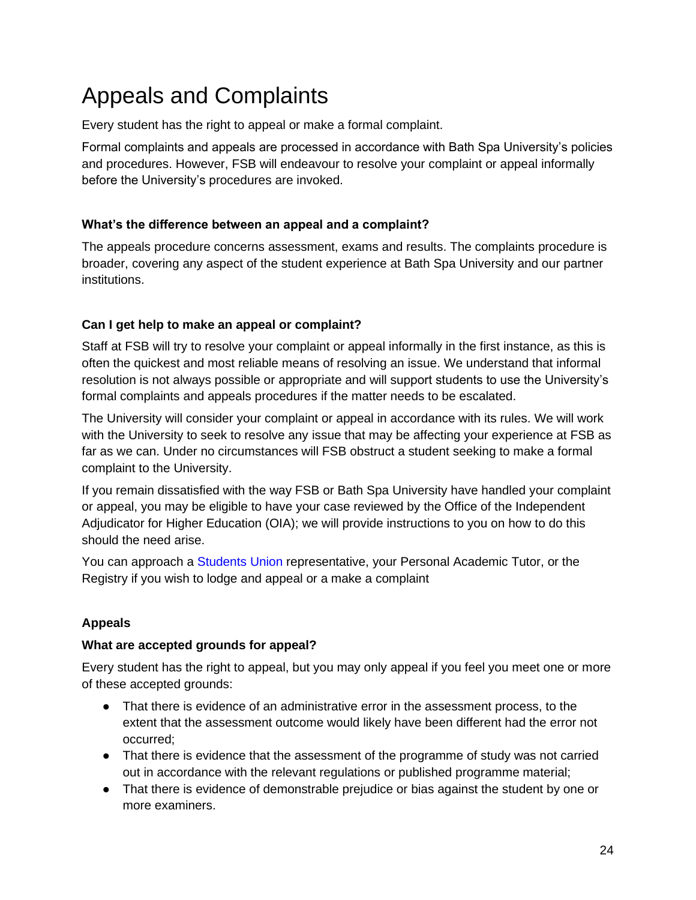# Appeals and Complaints

Every student has the right to appeal or make a formal complaint.

Formal complaints and appeals are processed in accordance with Bath Spa University's policies and procedures. However, FSB will endeavour to resolve your complaint or appeal informally before the University's procedures are invoked.

**What's the difference between an appeal and a complaint?**

The appeals procedure concerns assessment, exams and results. The complaints procedure is broader, covering any aspect of the student experience at Bath Spa University and our partner institutions.

**Can I get help to make an appeal or complaint?**

Staff at FSB will try to resolve your complaint or appeal informally in the first instance, as this is often the quickest and most reliable means of resolving an issue. We understand that informal resolution is not always possible or appropriate and will support students to use the University's formal complaints and appeals procedures if the matter needs to be escalated.

The University will consider your complaint or appeal in accordance with its rules. We will work with the University to seek to resolve any issue that may be affecting your experience at FSB as far as we can. Under no circumstances will FSB obstruct a student seeking to make a formal complaint to the University.

If you remain dissatisfied with the way FSB or Bath Spa University have handled your complaint or appeal, you may be eligible to have your case reviewed by the Office of the Independent Adjudicator for Higher Education (OIA); we will provide instructions to you on how to do this should the need arise.

You can approach a Students Union representative, your Personal Academic Tutor, or the Registry if you wish to lodge and appeal or a make a complaint

**Appeals**

**What are accepted grounds for appeal?**

Every student has the right to appeal, but you may only appeal if you feel you meet one or more of these accepted grounds:

- That there is evidence of an administrative error in the assessment process, to the extent that the assessment outcome would likely have been different had the error not occurred;
- That there is evidence that the assessment of the programme of study was not carried out in accordance with the relevant regulations or published programme material;
- That there is evidence of demonstrable prejudice or bias against the student by one or more examiners.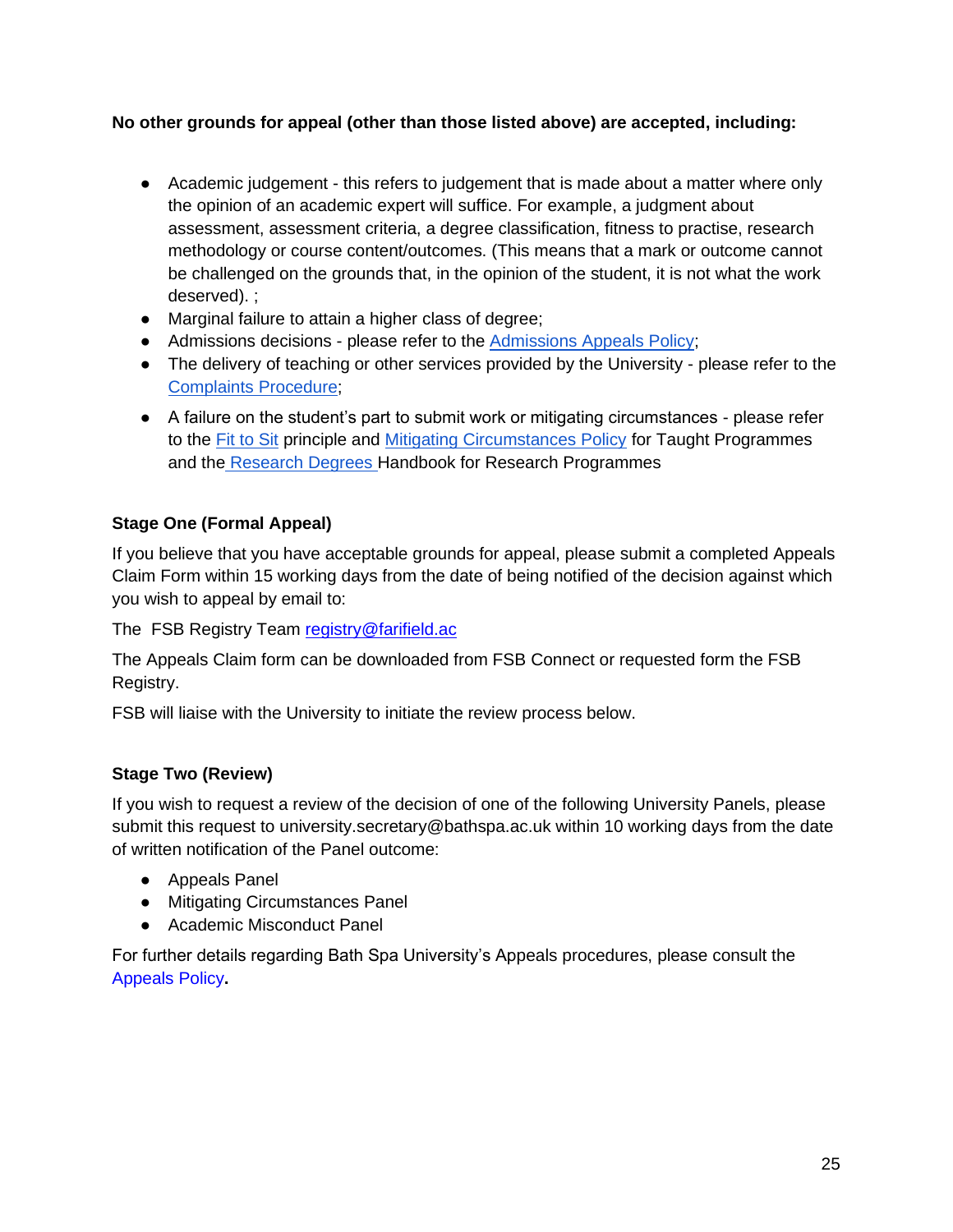**No other grounds for appeal (other than those listed above) are accepted, including:**

- Academic judgement - this refers to judgement that is made about a matter where only the opinion of an academic expert will suffice. For example, a judgment about assessment, assessment criteria, a degree classification, fitness to practise, research methodology or course content/outcomes. (This means that a mark or outcome cannot be challenged on the grounds that, in the opinion of the student, it is not what the work deserved). ;
- Marginal failure to attain a higher class of degree;
- Admissions decisions - please refer to the Admissions Appeals Policy;
- The delivery of teaching or other services provided by the University - please refer to the Complaints Procedure;
- A failure on the student's part to submit work or mitigating circumstances - please refer to the Fit to Sit principle and Mitigating Circumstances Policy for Taught Programmes and the Research Degrees Handbook for Research Programmes

**Stage One (Formal Appeal)**

If you believe that you have acceptable grounds for appeal, please submit a completed Appeals Claim Form within 15 working days from the date of being notified of the decision against which you wish to appeal by email to:

The FSB Registry Team registry@farifield.ac

The Appeals Claim form can be downloaded from FSB Connect or requested form the FSB Registry.

FSB will liaise with the University to initiate the review process below.

**Stage Two (Review)**

If you wish to request a review of the decision of one of the following University Panels, please submit this request to university.secretary@bathspa.ac.uk within 10 working days from the date of written notification of the Panel outcome:

- Appeals Panel
- Mitigating Circumstances Panel
- Academic Misconduct Panel

For further details regarding Bath Spa University's Appeals procedures, please consult the Appeals Policy.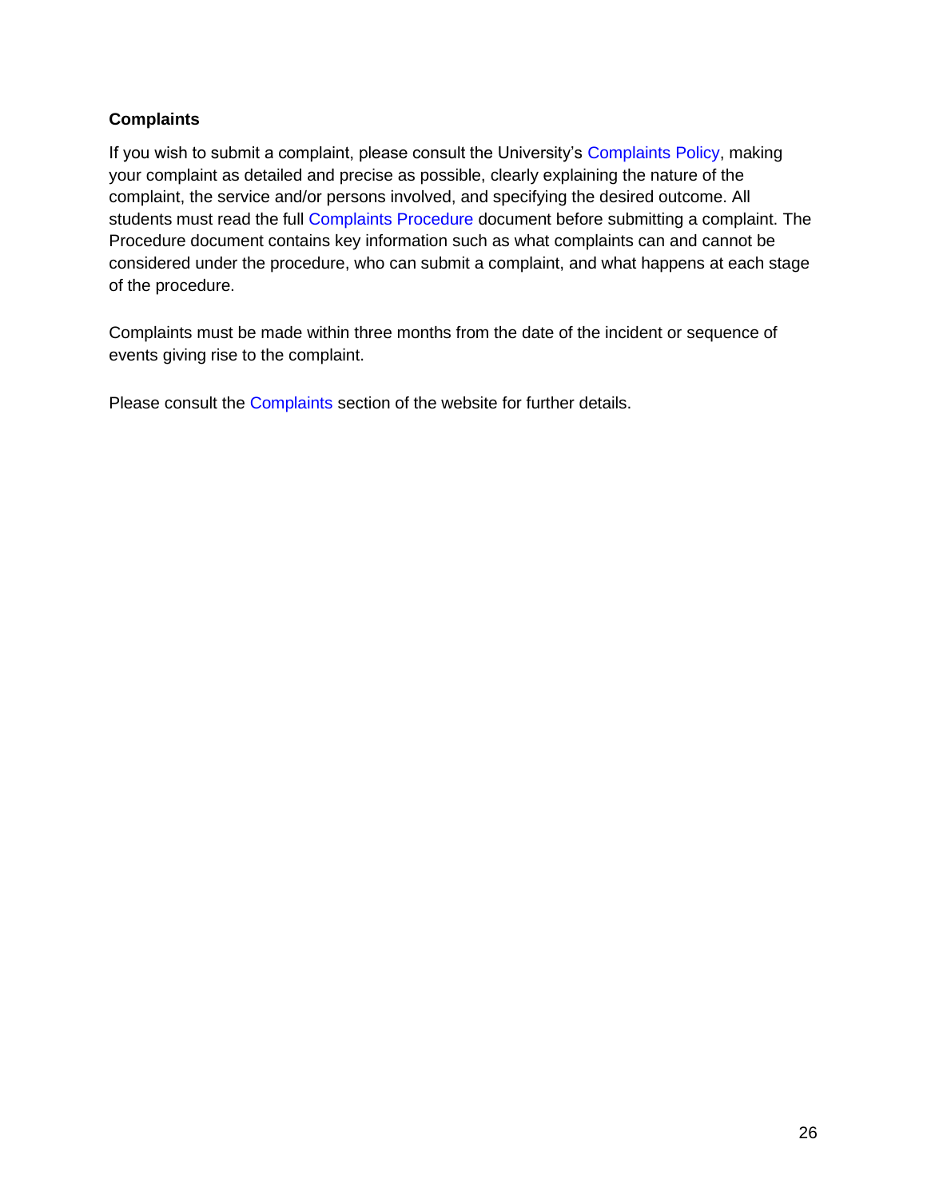**Complaints**

If you wish to submit a complaint, please consult the University's Complaints Policy, making your complaint as detailed and precise as possible, clearly explaining the nature of the complaint, the service and/or persons involved, and specifying the desired outcome. All students must read the full Complaints Procedure document before submitting a complaint. The Procedure document contains key information such as what complaints can and cannot be considered under the procedure, who can submit a complaint, and what happens at each stage of the procedure.

Complaints must be made within three months from the date of the incident or sequence of events giving rise to the complaint.

Please consult the Complaints section of the website for further details.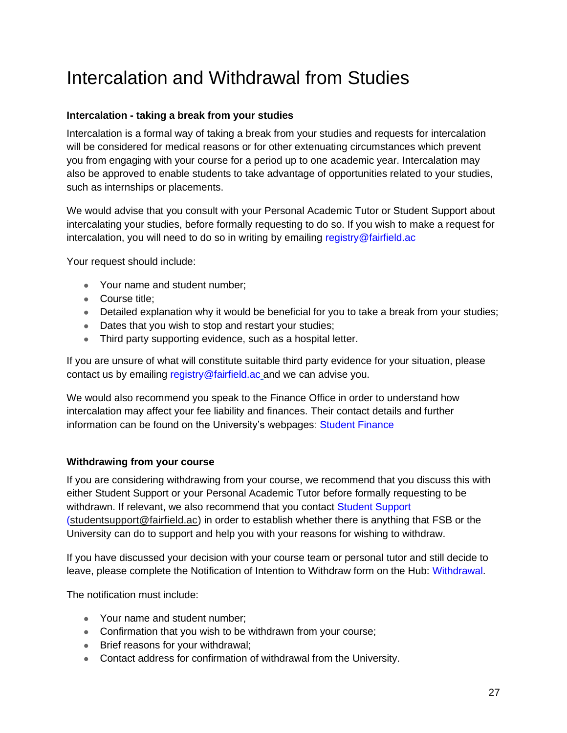# Intercalation and Withdrawal from Studies

**Intercalation - taking a break from your studies**

Intercalation is a formal way of taking a break from your studies and requests for intercalation will be considered for medical reasons or for other extenuating circumstances which prevent you from engaging with your course for a period up to one academic year. Intercalation may also be approved to enable students to take advantage of opportunities related to your studies, such as internships or placements.

We would advise that you consult with your Personal Academic Tutor or Student Support about intercalating your studies, before formally requesting to do so. If you wish to make a request for intercalation, you will need to do so in writing by emailing registry@fairfield.ac

Your request should include:

- Your name and student number;
- Course title;
- Detailed explanation why it would be beneficial for you to take a break from your studies;
- Dates that you wish to stop and restart your studies;
- Third party supporting evidence, such as a hospital letter.

If you are unsure of what will constitute suitable third party evidence for your situation, please contact us by emailing registry@fairfield.ac and we can advise you.

We would also recommend you speak to the Finance Office in order to understand how intercalation may affect your fee liability and finances. Their contact details and further information can be found on the University's webpages: Student Finance

**Withdrawing from your course**

If you are considering withdrawing from your course, we recommend that you discuss this with either Student Support or your Personal Academic Tutor before formally requesting to be withdrawn. If relevant, we also recommend that you contact Student Support (studentsupport@fairfield.ac) in order to establish whether there is anything that FSB or the University can do to support and help you with your reasons for wishing to withdraw.

If you have discussed your decision with your course team or personal tutor and still decide to leave, please complete the Notification of Intention to Withdraw form on the Hub: Withdrawal.

The notification must include:

- Your name and student number;
- Confirmation that you wish to be withdrawn from your course;
- Brief reasons for your withdrawal;
- Contact address for confirmation of withdrawal from the University.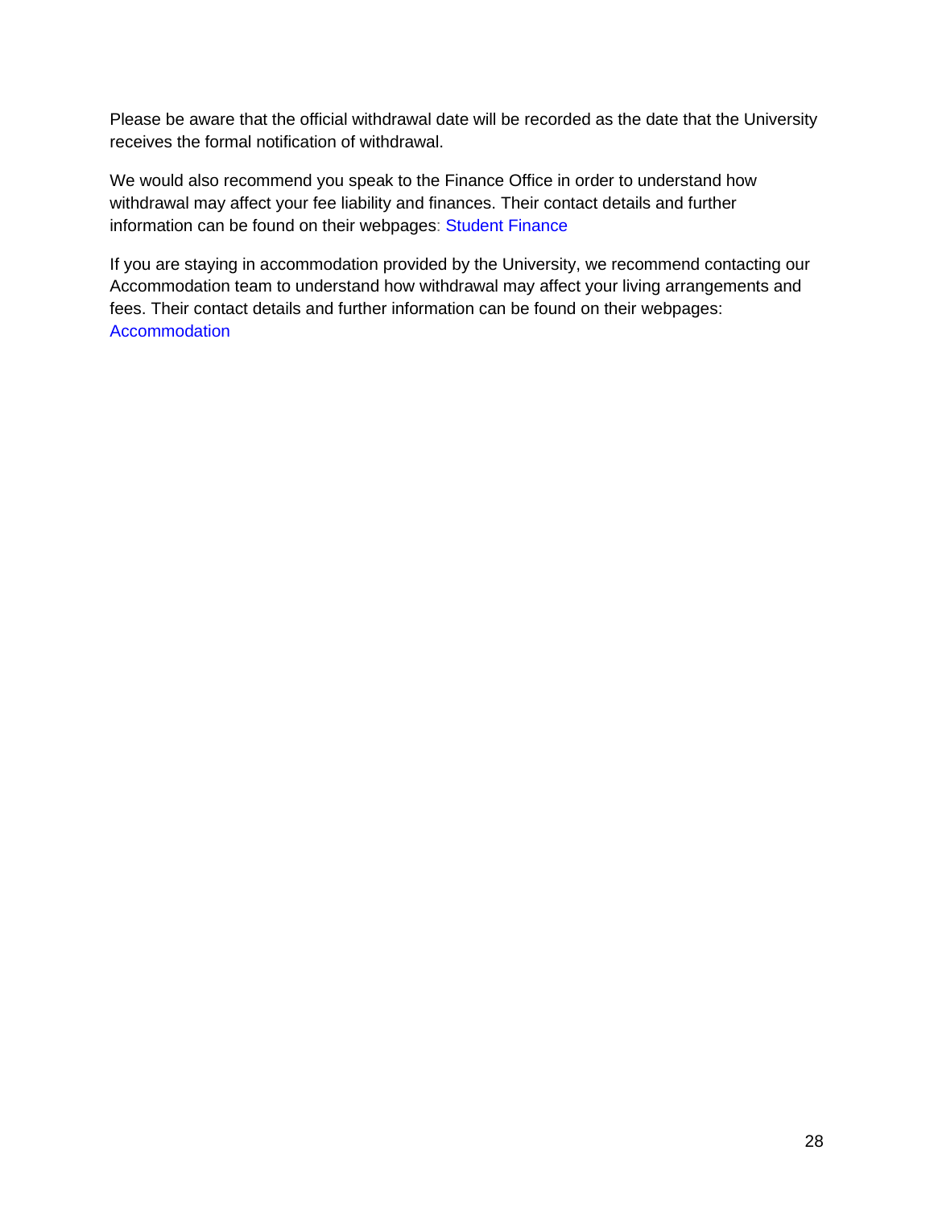Please be aware that the official withdrawal date will be recorded as the date that the University receives the formal notification of withdrawal.

We would also recommend you speak to the Finance Office in order to understand how withdrawal may affect your fee liability and finances. Their contact details and further information can be found on their webpages: Student Finance

If you are staying in accommodation provided by the University, we recommend contacting our Accommodation team to understand how withdrawal may affect your living arrangements and fees. Their contact details and further information can be found on their webpages: Accommodation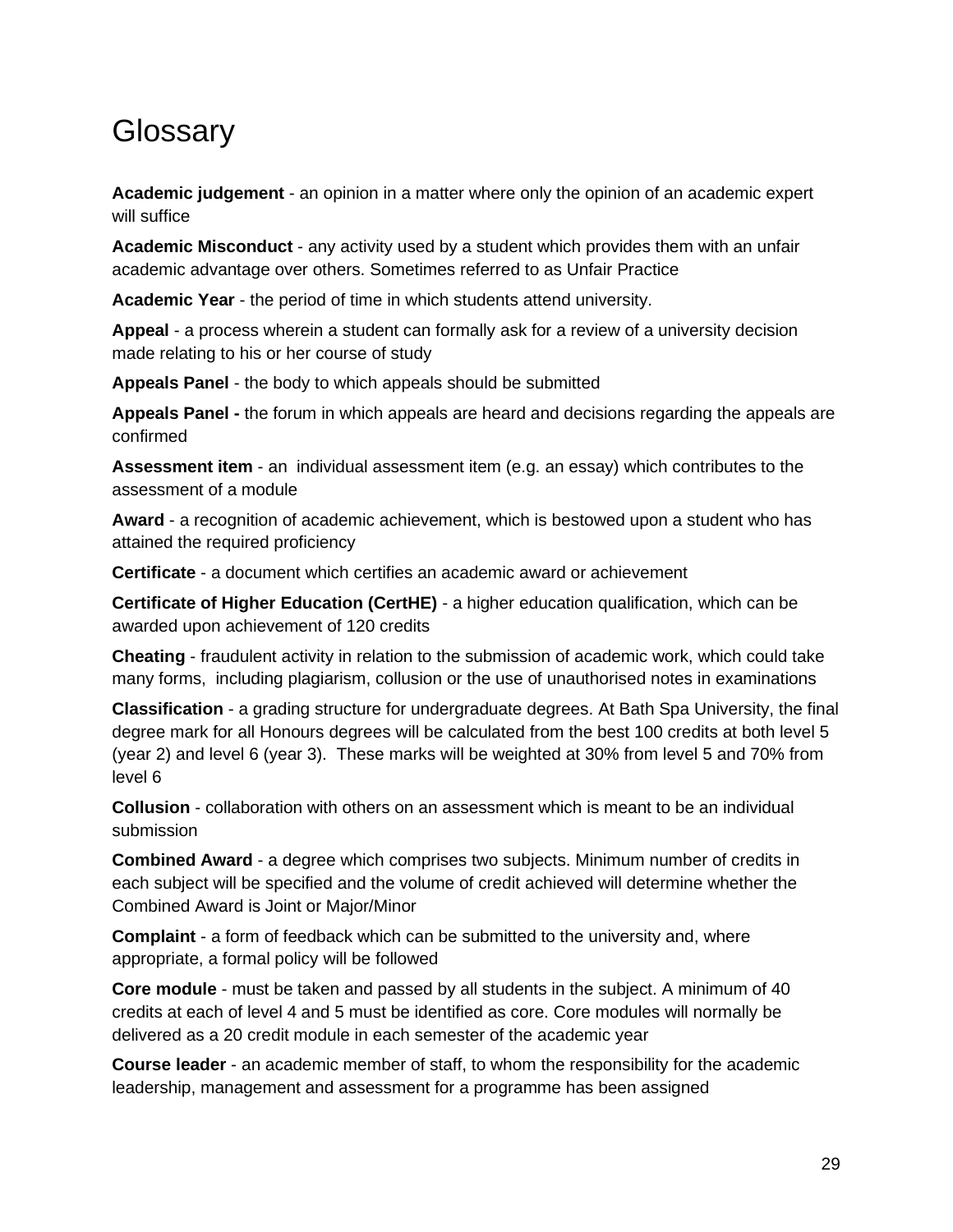# Glossary

**Academic judgement** - an opinion in a matter where only the opinion of an academic expert will suffice

**Academic Misconduct** - any activity used by a student which provides them with an unfair academic advantage over others. Sometimes referred to as Unfair Practice

**Academic Year** - the period of time in which students attend university.

**Appeal** - a process wherein a student can formally ask for a review of a university decision made relating to his or her course of study

**Appeals Panel** - the body to which appeals should be submitted

**Appeals Panel -** the forum in which appeals are heard and decisions regarding the appeals are confirmed

**Assessment item** - an individual assessment item (e.g. an essay) which contributes to the assessment of a module

**Award** - a recognition of academic achievement, which is bestowed upon a student who has attained the required proficiency

**Certificate** - a document which certifies an academic award or achievement

**Certificate of Higher Education (CertHE)** - a higher education qualification, which can be awarded upon achievement of 120 credits

**Cheating** - fraudulent activity in relation to the submission of academic work, which could take many forms, including plagiarism, collusion or the use of unauthorised notes in examinations

**Classification** - a grading structure for undergraduate degrees. At Bath Spa University, the final degree mark for all Honours degrees will be calculated from the best 100 credits at both level 5 (year 2) and level 6 (year 3). These marks will be weighted at 30% from level 5 and 70% from level 6

**Collusion** - collaboration with others on an assessment which is meant to be an individual submission

**Combined Award** - a degree which comprises two subjects. Minimum number of credits in each subject will be specified and the volume of credit achieved will determine whether the Combined Award is Joint or Major/Minor

**Complaint** - a form of feedback which can be submitted to the university and, where appropriate, a formal policy will be followed

**Core module** - must be taken and passed by all students in the subject. A minimum of 40 credits at each of level 4 and 5 must be identified as core. Core modules will normally be delivered as a 20 credit module in each semester of the academic year

**Course leader** - an academic member of staff, to whom the responsibility for the academic leadership, management and assessment for a programme has been assigned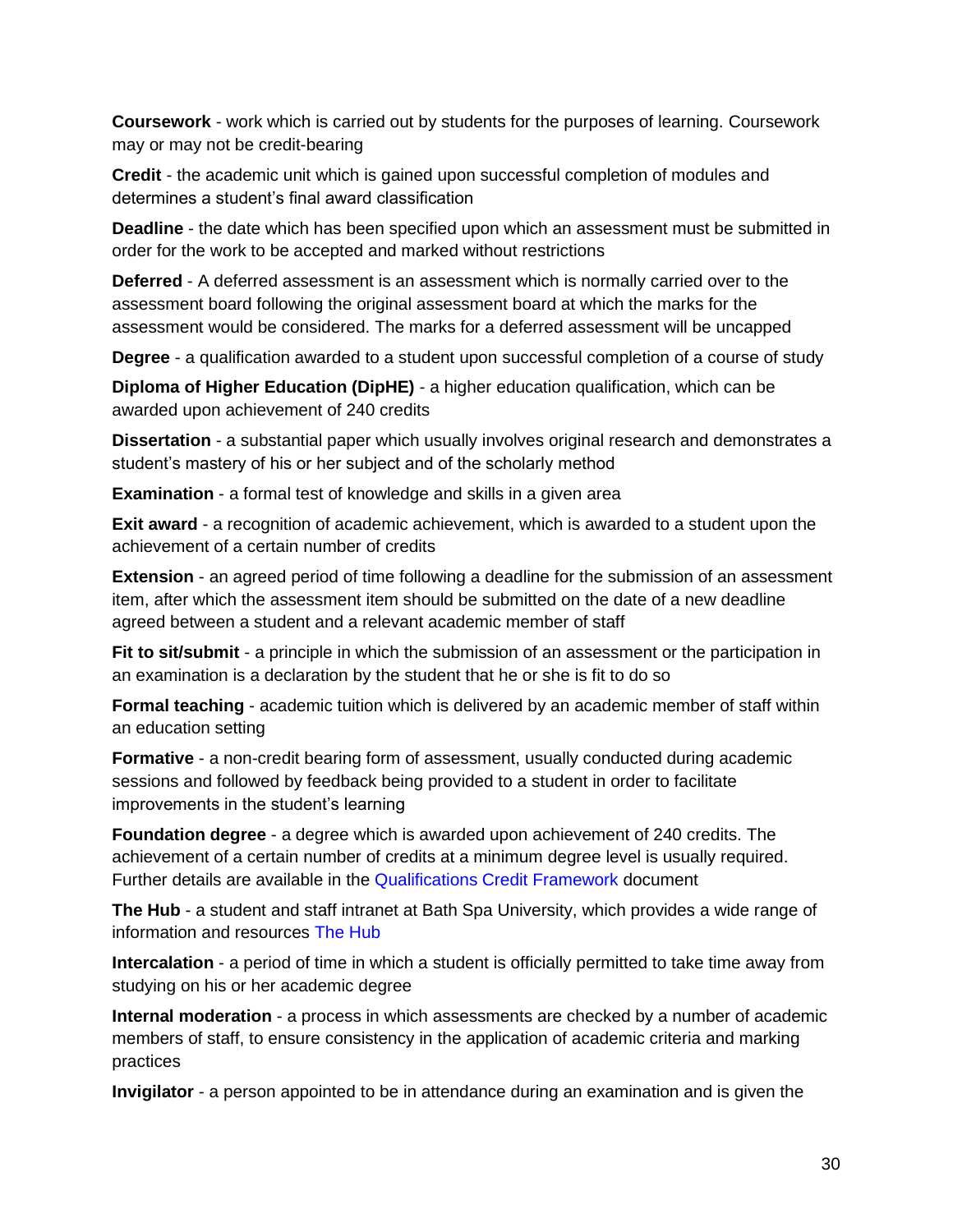**Coursework** - work which is carried out by students for the purposes of learning. Coursework may or may not be credit-bearing

**Credit** - the academic unit which is gained upon successful completion of modules and determines a student's final award classification

**Deadline** - the date which has been specified upon which an assessment must be submitted in order for the work to be accepted and marked without restrictions

**Deferred** - A deferred assessment is an assessment which is normally carried over to the assessment board following the original assessment board at which the marks for the assessment would be considered. The marks for a deferred assessment will be uncapped

**Degree** - a qualification awarded to a student upon successful completion of a course of study

**Diploma of Higher Education (DipHE)** - a higher education qualification, which can be awarded upon achievement of 240 credits

**Dissertation** - a substantial paper which usually involves original research and demonstrates a student's mastery of his or her subject and of the scholarly method

**Examination** - a formal test of knowledge and skills in a given area

**Exit award** - a recognition of academic achievement, which is awarded to a student upon the achievement of a certain number of credits

**Extension** - an agreed period of time following a deadline for the submission of an assessment item, after which the assessment item should be submitted on the date of a new deadline agreed between a student and a relevant academic member of staff

**Fit to sit/submit** - a principle in which the submission of an assessment or the participation in an examination is a declaration by the student that he or she is fit to do so

**Formal teaching** - academic tuition which is delivered by an academic member of staff within an education setting

**Formative** - a non-credit bearing form of assessment, usually conducted during academic sessions and followed by feedback being provided to a student in order to facilitate improvements in the student's learning

**Foundation degree** - a degree which is awarded upon achievement of 240 credits. The achievement of a certain number of credits at a minimum degree level is usually required. Further details are available in the Qualifications Credit Framework document

**The Hub** - a student and staff intranet at Bath Spa University, which provides a wide range of information and resources The Hub

**Intercalation** - a period of time in which a student is officially permitted to take time away from studying on his or her academic degree

**Internal moderation** - a process in which assessments are checked by a number of academic members of staff, to ensure consistency in the application of academic criteria and marking practices

**Invigilator** - a person appointed to be in attendance during an examination and is given the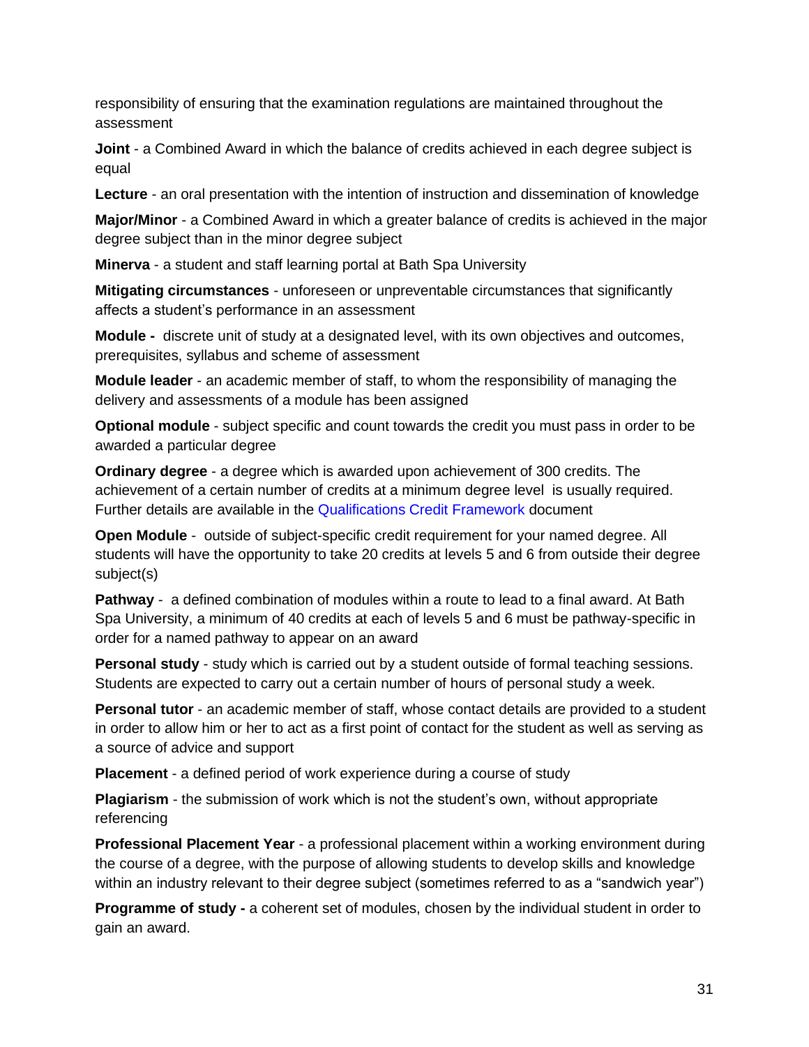responsibility of ensuring that the examination regulations are maintained throughout the assessment

**Joint** - a Combined Award in which the balance of credits achieved in each degree subject is equal

**Lecture** - an oral presentation with the intention of instruction and dissemination of knowledge

**Major/Minor** - a Combined Award in which a greater balance of credits is achieved in the major degree subject than in the minor degree subject

**Minerva** - a student and staff learning portal at Bath Spa University

**Mitigating circumstances** - unforeseen or unpreventable circumstances that significantly affects a student's performance in an assessment

**Module -** discrete unit of study at a designated level, with its own objectives and outcomes, prerequisites, syllabus and scheme of assessment

**Module leader** - an academic member of staff, to whom the responsibility of managing the delivery and assessments of a module has been assigned

**Optional module** - subject specific and count towards the credit you must pass in order to be awarded a particular degree

**Ordinary degree** - a degree which is awarded upon achievement of 300 credits. The achievement of a certain number of credits at a minimum degree level is usually required. Further details are available in the Qualifications Credit Framework document

**Open Module** - outside of subject-specific credit requirement for your named degree. All students will have the opportunity to take 20 credits at levels 5 and 6 from outside their degree subject(s)

**Pathway** - a defined combination of modules within a route to lead to a final award. At Bath Spa University, a minimum of 40 credits at each of levels 5 and 6 must be pathway-specific in order for a named pathway to appear on an award

**Personal study** - study which is carried out by a student outside of formal teaching sessions. Students are expected to carry out a certain number of hours of personal study a week.

**Personal tutor** - an academic member of staff, whose contact details are provided to a student in order to allow him or her to act as a first point of contact for the student as well as serving as a source of advice and support

**Placement** - a defined period of work experience during a course of study

**Plagiarism** - the submission of work which is not the student's own, without appropriate referencing

**Professional Placement Year** - a professional placement within a working environment during the course of a degree, with the purpose of allowing students to develop skills and knowledge within an industry relevant to their degree subject (sometimes referred to as a "sandwich year")

**Programme of study -** a coherent set of modules, chosen by the individual student in order to gain an award.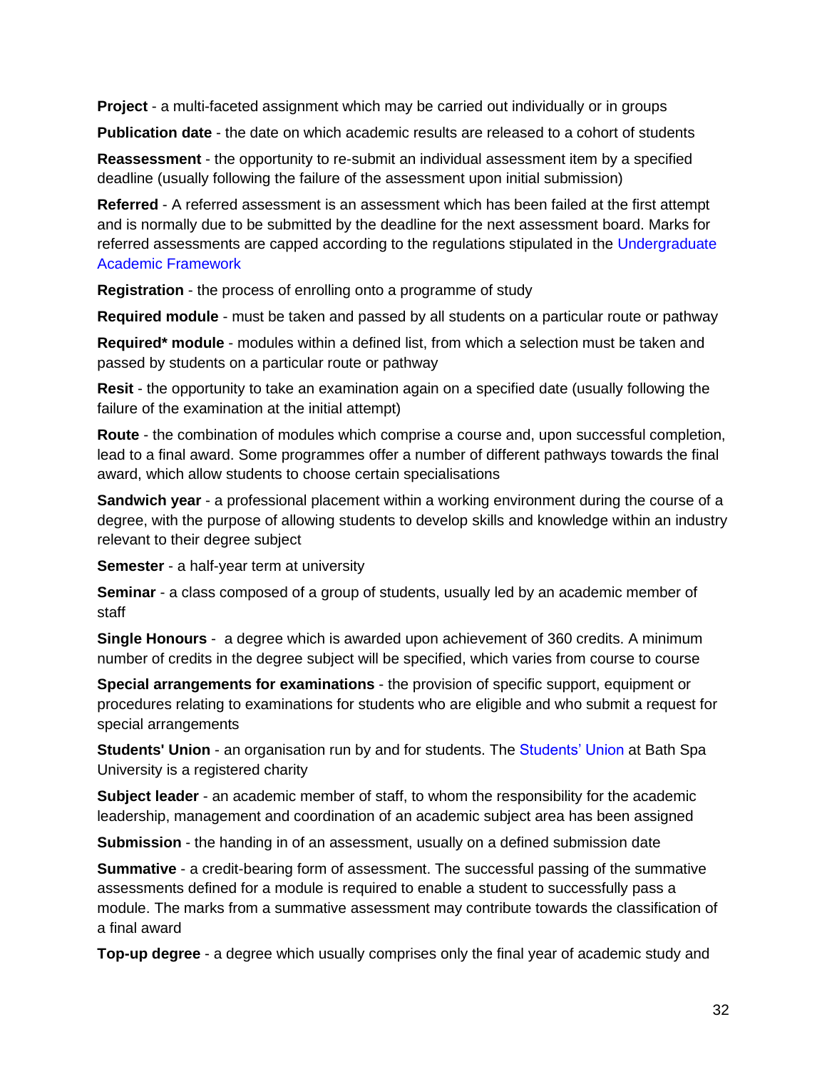**Project** - a multi-faceted assignment which may be carried out individually or in groups

**Publication date** - the date on which academic results are released to a cohort of students

**Reassessment** - the opportunity to re-submit an individual assessment item by a specified deadline (usually following the failure of the assessment upon initial submission)

**Referred** - A referred assessment is an assessment which has been failed at the first attempt and is normally due to be submitted by the deadline for the next assessment board. Marks for referred assessments are capped according to the regulations stipulated in the Undergraduate Academic Framework

**Registration** - the process of enrolling onto a programme of study

**Required module** - must be taken and passed by all students on a particular route or pathway

**Required* module** - modules within a defined list, from which a selection must be taken and passed by students on a particular route or pathway

**Resit** - the opportunity to take an examination again on a specified date (usually following the failure of the examination at the initial attempt)

**Route** - the combination of modules which comprise a course and, upon successful completion, lead to a final award. Some programmes offer a number of different pathways towards the final award, which allow students to choose certain specialisations

**Sandwich year** - a professional placement within a working environment during the course of a degree, with the purpose of allowing students to develop skills and knowledge within an industry relevant to their degree subject

**Semester** - a half-year term at university

**Seminar** - a class composed of a group of students, usually led by an academic member of staff

**Single Honours** - a degree which is awarded upon achievement of 360 credits. A minimum number of credits in the degree subject will be specified, which varies from course to course

**Special arrangements for examinations** - the provision of specific support, equipment or procedures relating to examinations for students who are eligible and who submit a request for special arrangements

**Students' Union** - an organisation run by and for students. The Students' Union at Bath Spa University is a registered charity

**Subject leader** - an academic member of staff, to whom the responsibility for the academic leadership, management and coordination of an academic subject area has been assigned

**Submission** - the handing in of an assessment, usually on a defined submission date

**Summative** - a credit-bearing form of assessment. The successful passing of the summative assessments defined for a module is required to enable a student to successfully pass a module. The marks from a summative assessment may contribute towards the classification of a final award

**Top-up degree** - a degree which usually comprises only the final year of academic study and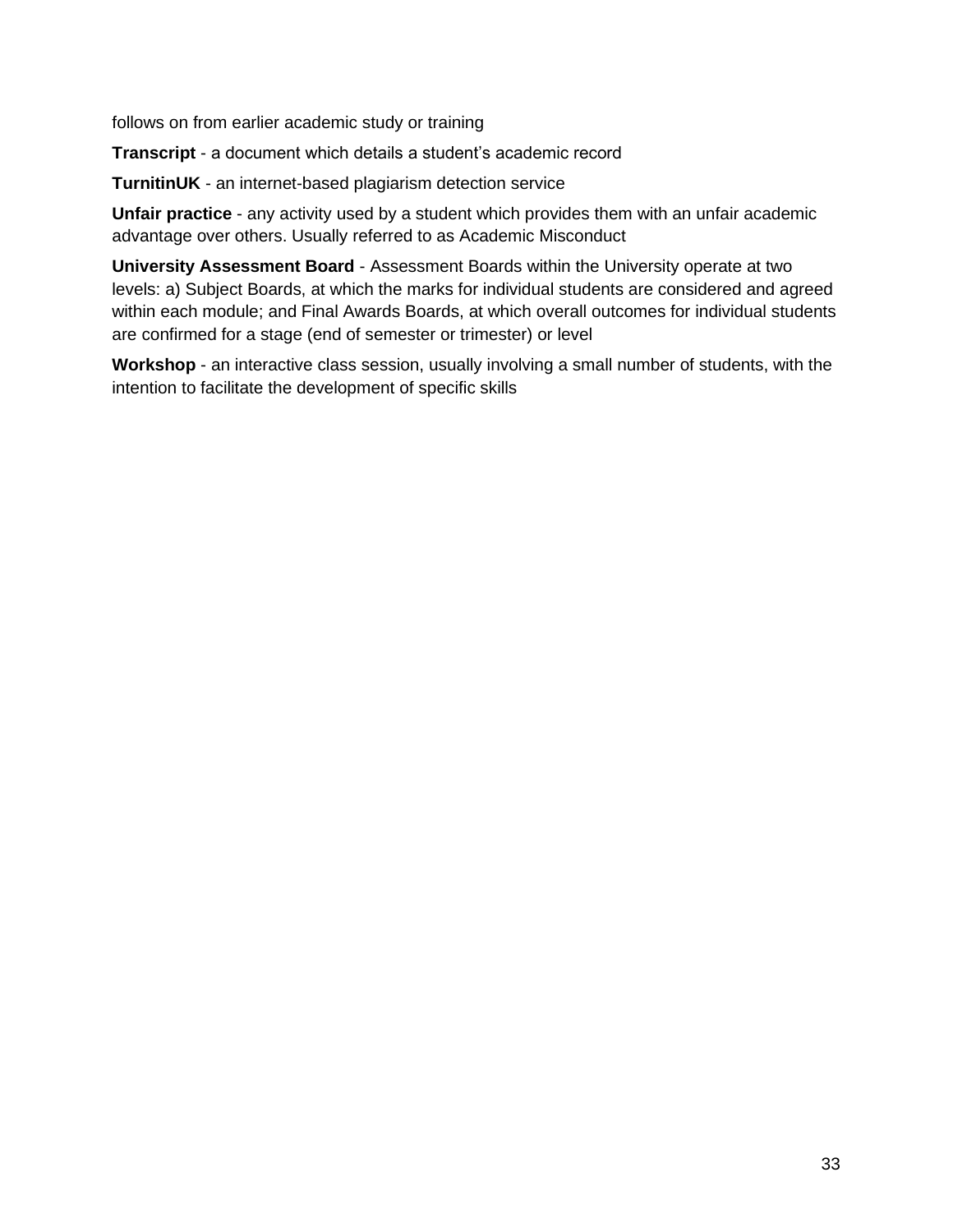follows on from earlier academic study or training

**Transcript** - a document which details a student’s academic record

**TurnitinUK** - an internet-based plagiarism detection service

**Unfair practice** - any activity used by a student which provides them with an unfair academic advantage over others. Usually referred to as Academic Misconduct

**University Assessment Board** - Assessment Boards within the University operate at two levels: a) Subject Boards, at which the marks for individual students are considered and agreed within each module; and Final Awards Boards, at which overall outcomes for individual students are confirmed for a stage (end of semester or trimester) or level

**Workshop** - an interactive class session, usually involving a small number of students, with the intention to facilitate the development of specific skills